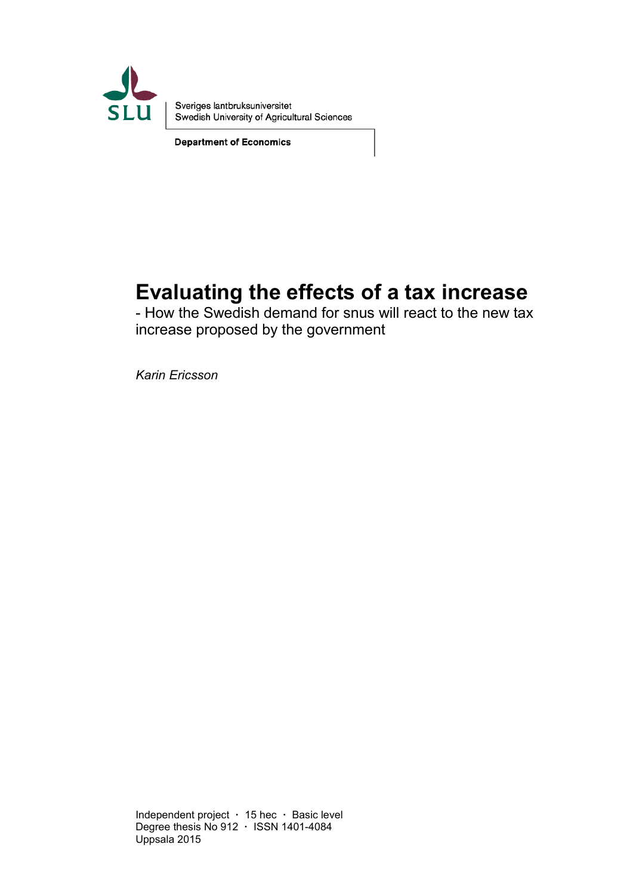Sveriges lantbruksuniversitet
Swedish University of Agricultural Sciences

**Department of Economics**

# Evaluating the effects of a tax increase

- How the Swedish demand for snus will react to the new tax increase proposed by the government

*Karin Ericsson*

Independent project · 15 hec · Basic level
Degree thesis No 912 · ISSN 1401-4084
Uppsala 2015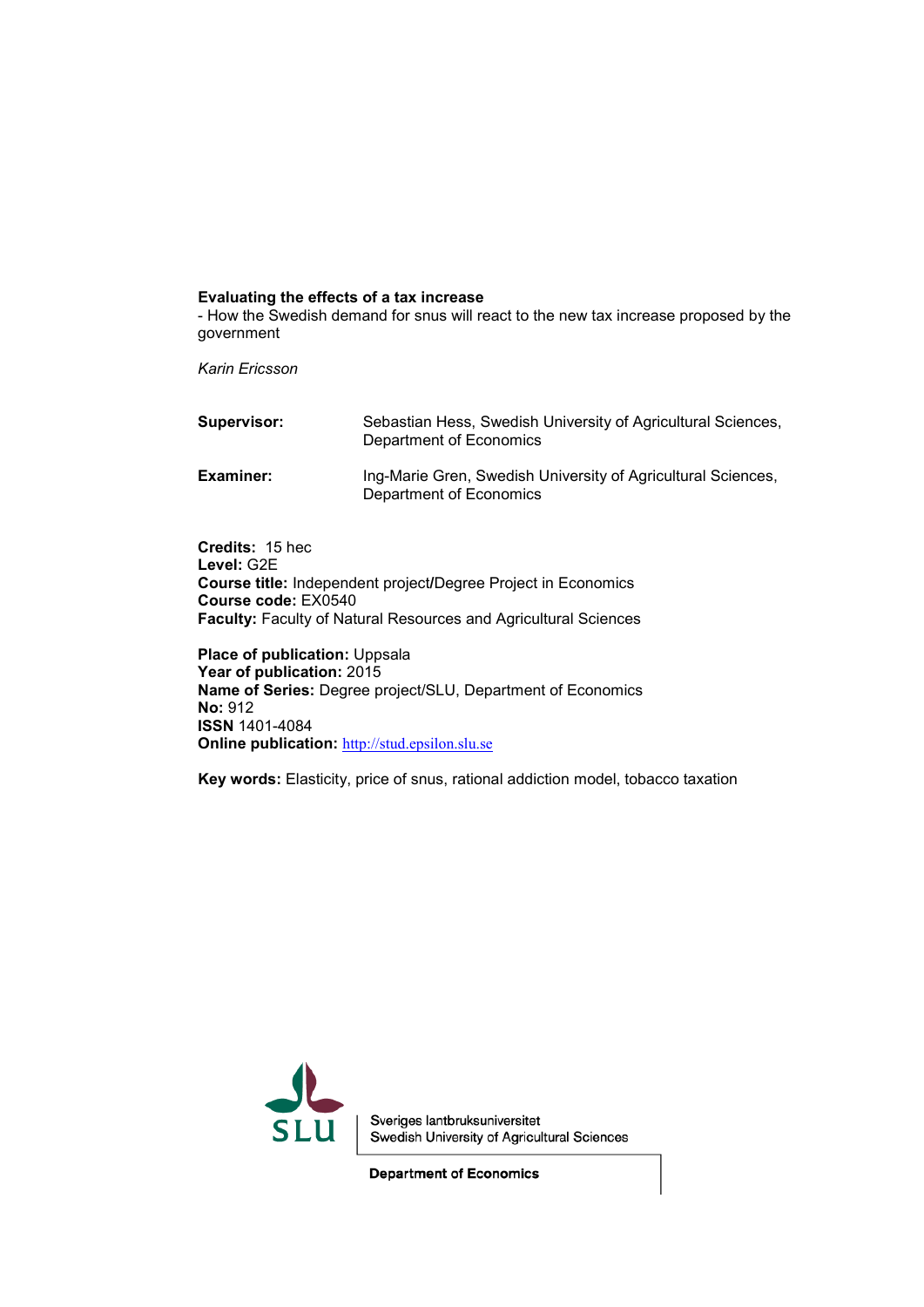**Evaluating the effects of a tax increase**

- How the Swedish demand for snus will react to the new tax increase proposed by the government

*Karin Ericsson*

| | |
|---|---|
| **Supervisor:** | Sebastian Hess, Swedish University of Agricultural Sciences, Department of Economics |
| **Examiner:** | Ing-Marie Gren, Swedish University of Agricultural Sciences, Department of Economics |

**Credits:** 15 hec
**Level:** G2E
**Course title:** Independent project/Degree Project in Economics
**Course code:** EX0540
**Faculty:** Faculty of Natural Resources and Agricultural Sciences

**Place of publication:** Uppsala
**Year of publication:** 2015
**Name of Series:** Degree project/SLU, Department of Economics
**No:** 912
**ISSN** 1401-4084
**Online publication:** http://stud.epsilon.slu.se

**Key words:** Elasticity, price of snus, rational addiction model, tobacco taxation

Sveriges lantbruksuniversitet
Swedish University of Agricultural Sciences

**Department of Economics**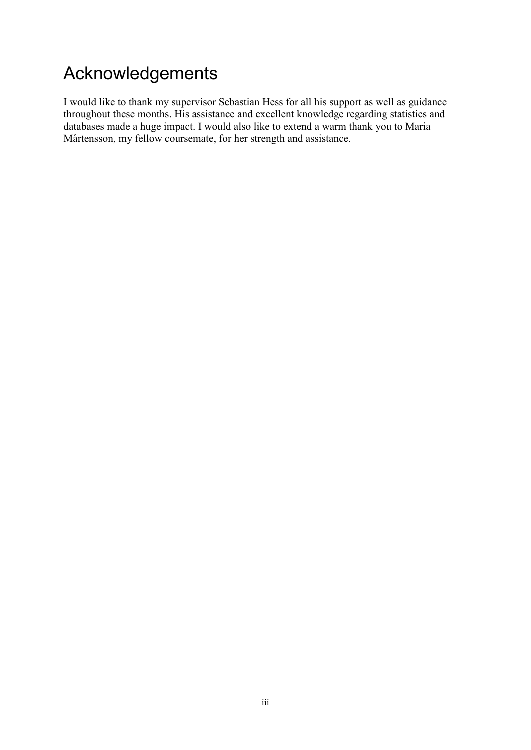# Acknowledgements

I would like to thank my supervisor Sebastian Hess for all his support as well as guidance throughout these months. His assistance and excellent knowledge regarding statistics and databases made a huge impact. I would also like to extend a warm thank you to Maria Mårtensson, my fellow coursemate, for her strength and assistance.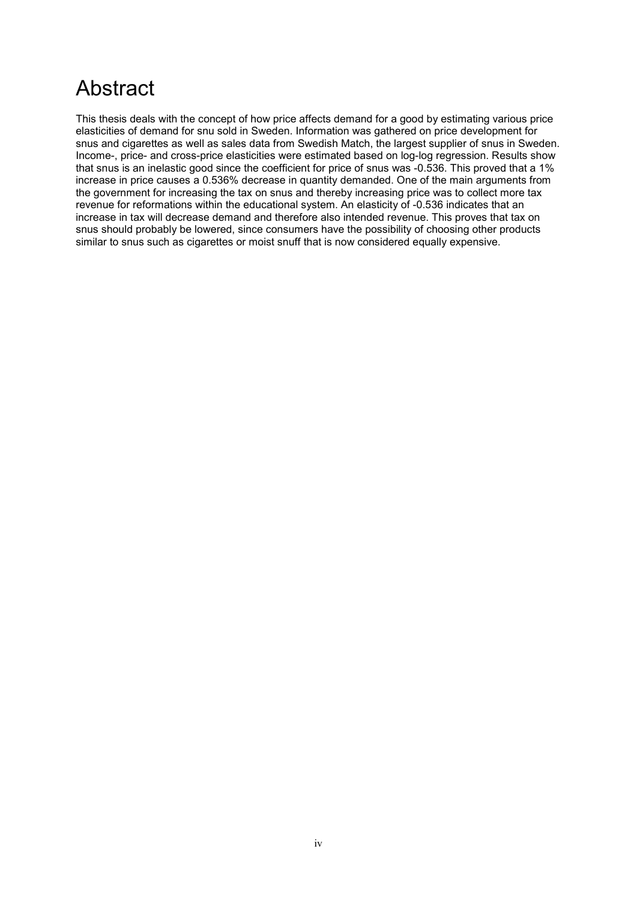# Abstract

This thesis deals with the concept of how price affects demand for a good by estimating various price elasticities of demand for snu sold in Sweden. Information was gathered on price development for snus and cigarettes as well as sales data from Swedish Match, the largest supplier of snus in Sweden. Income-, price- and cross-price elasticities were estimated based on log-log regression. Results show that snus is an inelastic good since the coefficient for price of snus was -0.536. This proved that a 1% increase in price causes a 0.536% decrease in quantity demanded. One of the main arguments from the government for increasing the tax on snus and thereby increasing price was to collect more tax revenue for reformations within the educational system. An elasticity of -0.536 indicates that an increase in tax will decrease demand and therefore also intended revenue. This proves that tax on snus should probably be lowered, since consumers have the possibility of choosing other products similar to snus such as cigarettes or moist snuff that is now considered equally expensive.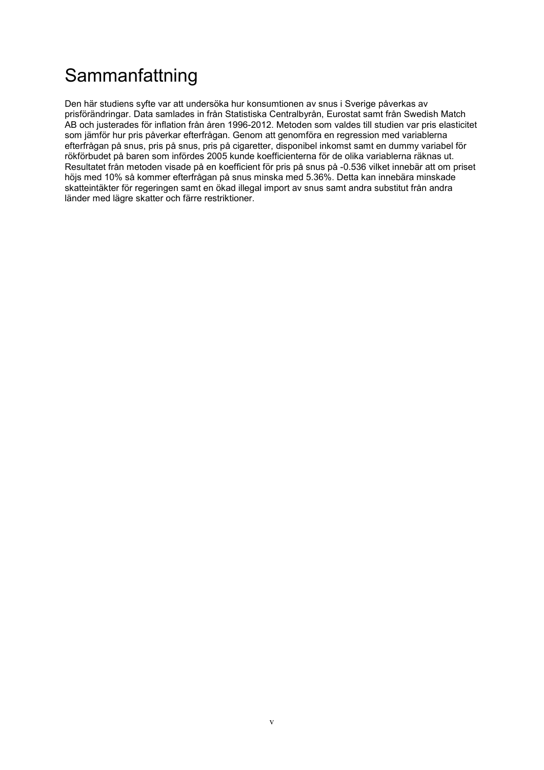# Sammanfattning

Den här studiens syfte var att undersöka hur konsumtionen av snus i Sverige påverkas av prisförändringar. Data samlades in från Statistiska Centralbyrån, Eurostat samt från Swedish Match AB och justerades för inflation från åren 1996-2012. Metoden som valdes till studien var pris elasticitet som jämför hur pris påverkar efterfrågan. Genom att genomföra en regression med variablerna efterfrågan på snus, pris på snus, pris på cigaretter, disponibel inkomst samt en dummy variabel för rökförbudet på baren som infördes 2005 kunde koefficienterna för de olika variablerna räknas ut. Resultatet från metoden visade på en koefficient för pris på snus på -0.536 vilket innebär att om priset höjs med 10% så kommer efterfrågan på snus minska med 5.36%. Detta kan innebära minskade skatteintäkter för regeringen samt en ökad illegal import av snus samt andra substitut från andra länder med lägre skatter och färre restriktioner.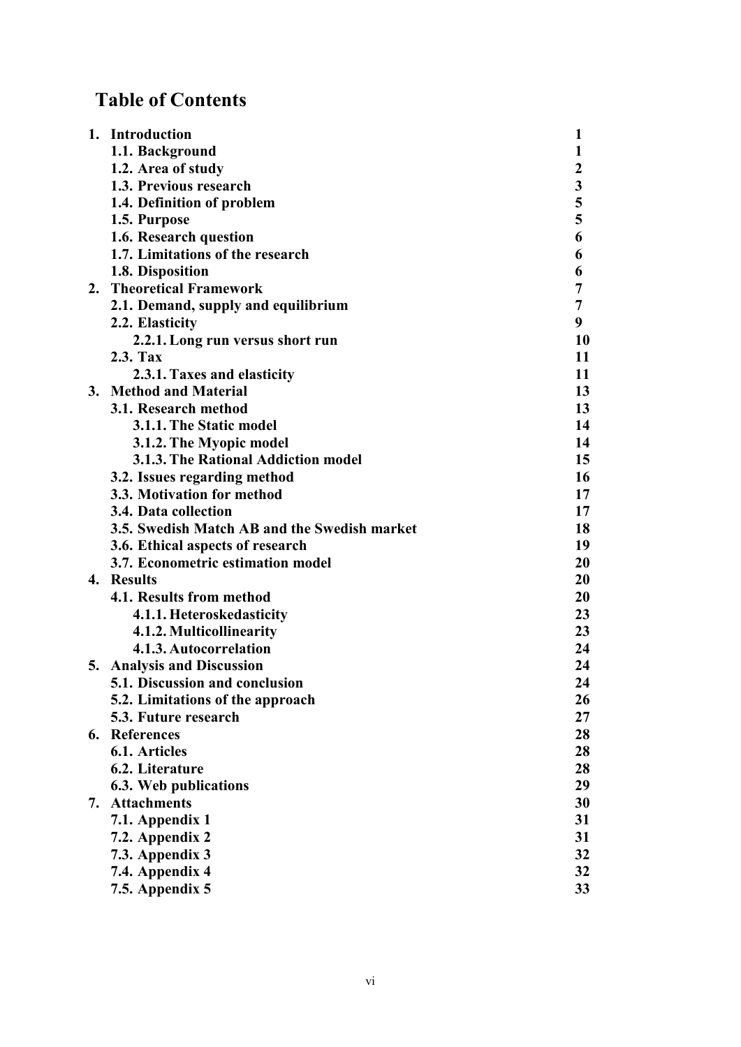# Table of Contents

| | | |
|---|---|---|
| **1.** | **Introduction** | **1** |
| | **1.1. Background** | **1** |
| | **1.2. Area of study** | **2** |
| | **1.3. Previous research** | **3** |
| | **1.4. Definition of problem** | **5** |
| | **1.5. Purpose** | **5** |
| | **1.6. Research question** | **6** |
| | **1.7. Limitations of the research** | **6** |
| | **1.8. Disposition** | **6** |
| **2.** | **Theoretical Framework** | **7** |
| | **2.1. Demand, supply and equilibrium** | **7** |
| | **2.2. Elasticity** | **9** |
| | **2.2.1. Long run versus short run** | **10** |
| | **2.3. Tax** | **11** |
| | **2.3.1. Taxes and elasticity** | **11** |
| **3.** | **Method and Material** | **13** |
| | **3.1. Research method** | **13** |
| | **3.1.1. The Static model** | **14** |
| | **3.1.2. The Myopic model** | **14** |
| | **3.1.3. The Rational Addiction model** | **15** |
| | **3.2. Issues regarding method** | **16** |
| | **3.3. Motivation for method** | **17** |
| | **3.4. Data collection** | **17** |
| | **3.5. Swedish Match AB and the Swedish market** | **18** |
| | **3.6. Ethical aspects of research** | **19** |
| | **3.7. Econometric estimation model** | **20** |
| **4.** | **Results** | **20** |
| | **4.1. Results from method** | **20** |
| | **4.1.1. Heteroskedasticity** | **23** |
| | **4.1.2. Multicollinearity** | **23** |
| | **4.1.3. Autocorrelation** | **24** |
| **5.** | **Analysis and Discussion** | **24** |
| | **5.1. Discussion and conclusion** | **24** |
| | **5.2. Limitations of the approach** | **26** |
| | **5.3. Future research** | **27** |
| **6.** | **References** | **28** |
| | **6.1. Articles** | **28** |
| | **6.2. Literature** | **28** |
| | **6.3. Web publications** | **29** |
| **7.** | **Attachments** | **30** |
| | **7.1. Appendix 1** | **31** |
| | **7.2. Appendix 2** | **31** |
| | **7.3. Appendix 3** | **32** |
| | **7.4. Appendix 4** | **32** |
| | **7.5. Appendix 5** | **33** |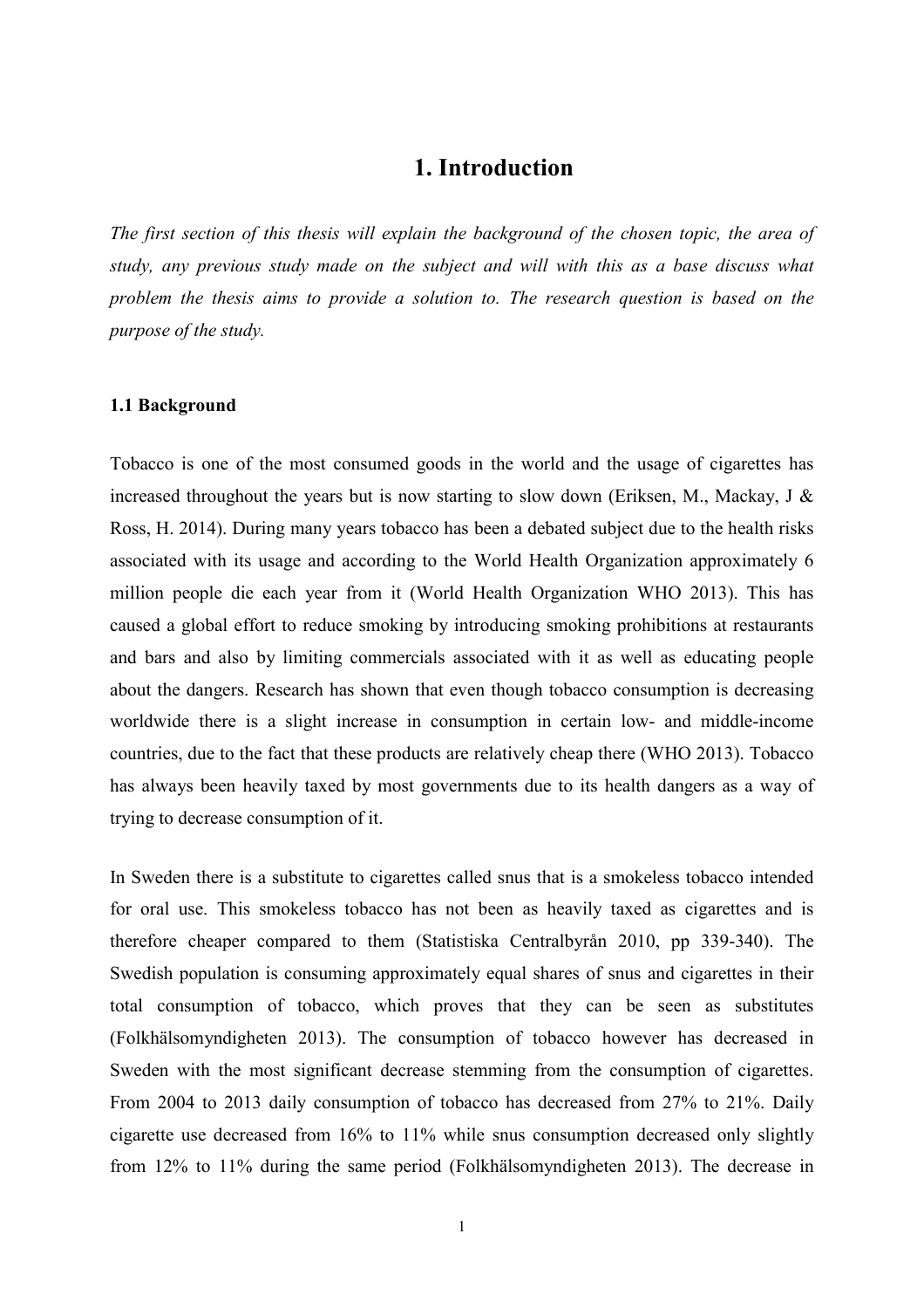# 1. Introduction

*The first section of this thesis will explain the background of the chosen topic, the area of study, any previous study made on the subject and will with this as a base discuss what problem the thesis aims to provide a solution to. The research question is based on the purpose of the study.*

### 1.1 Background

Tobacco is one of the most consumed goods in the world and the usage of cigarettes has increased throughout the years but is now starting to slow down (Eriksen, M., Mackay, J & Ross, H. 2014). During many years tobacco has been a debated subject due to the health risks associated with its usage and according to the World Health Organization approximately 6 million people die each year from it (World Health Organization WHO 2013). This has caused a global effort to reduce smoking by introducing smoking prohibitions at restaurants and bars and also by limiting commercials associated with it as well as educating people about the dangers. Research has shown that even though tobacco consumption is decreasing worldwide there is a slight increase in consumption in certain low- and middle-income countries, due to the fact that these products are relatively cheap there (WHO 2013). Tobacco has always been heavily taxed by most governments due to its health dangers as a way of trying to decrease consumption of it.

In Sweden there is a substitute to cigarettes called snus that is a smokeless tobacco intended for oral use. This smokeless tobacco has not been as heavily taxed as cigarettes and is therefore cheaper compared to them (Statistiska Centralbyrån 2010, pp 339-340). The Swedish population is consuming approximately equal shares of snus and cigarettes in their total consumption of tobacco, which proves that they can be seen as substitutes (Folkhälsomyndigheten 2013). The consumption of tobacco however has decreased in Sweden with the most significant decrease stemming from the consumption of cigarettes. From 2004 to 2013 daily consumption of tobacco has decreased from 27% to 21%. Daily cigarette use decreased from 16% to 11% while snus consumption decreased only slightly from 12% to 11% during the same period (Folkhälsomyndigheten 2013). The decrease in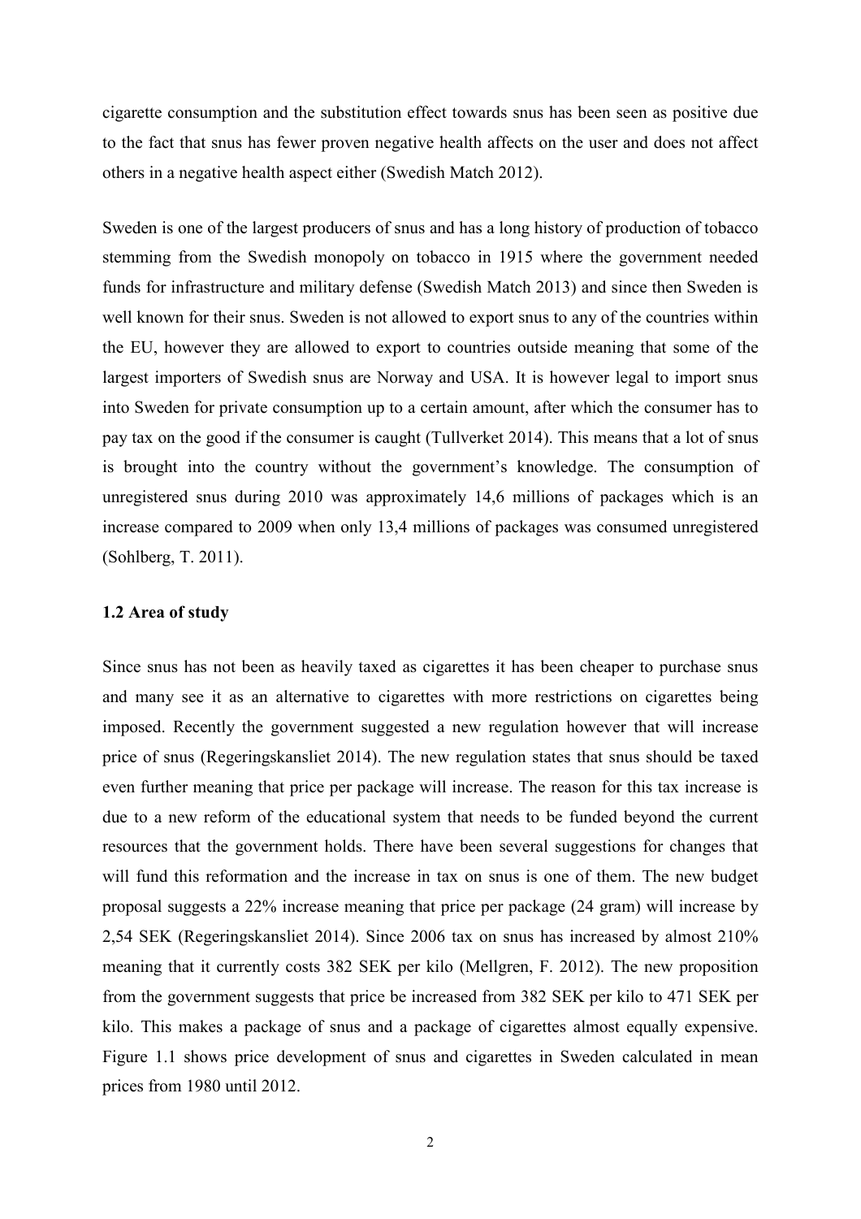cigarette consumption and the substitution effect towards snus has been seen as positive due to the fact that snus has fewer proven negative health affects on the user and does not affect others in a negative health aspect either (Swedish Match 2012).

Sweden is one of the largest producers of snus and has a long history of production of tobacco stemming from the Swedish monopoly on tobacco in 1915 where the government needed funds for infrastructure and military defense (Swedish Match 2013) and since then Sweden is well known for their snus. Sweden is not allowed to export snus to any of the countries within the EU, however they are allowed to export to countries outside meaning that some of the largest importers of Swedish snus are Norway and USA. It is however legal to import snus into Sweden for private consumption up to a certain amount, after which the consumer has to pay tax on the good if the consumer is caught (Tullverket 2014). This means that a lot of snus is brought into the country without the government's knowledge. The consumption of unregistered snus during 2010 was approximately 14,6 millions of packages which is an increase compared to 2009 when only 13,4 millions of packages was consumed unregistered (Sohlberg, T. 2011).

### 1.2 Area of study

Since snus has not been as heavily taxed as cigarettes it has been cheaper to purchase snus and many see it as an alternative to cigarettes with more restrictions on cigarettes being imposed. Recently the government suggested a new regulation however that will increase price of snus (Regeringskansliet 2014). The new regulation states that snus should be taxed even further meaning that price per package will increase. The reason for this tax increase is due to a new reform of the educational system that needs to be funded beyond the current resources that the government holds. There have been several suggestions for changes that will fund this reformation and the increase in tax on snus is one of them. The new budget proposal suggests a 22% increase meaning that price per package (24 gram) will increase by 2,54 SEK (Regeringskansliet 2014). Since 2006 tax on snus has increased by almost 210% meaning that it currently costs 382 SEK per kilo (Mellgren, F. 2012). The new proposition from the government suggests that price be increased from 382 SEK per kilo to 471 SEK per kilo. This makes a package of snus and a package of cigarettes almost equally expensive. Figure 1.1 shows price development of snus and cigarettes in Sweden calculated in mean prices from 1980 until 2012.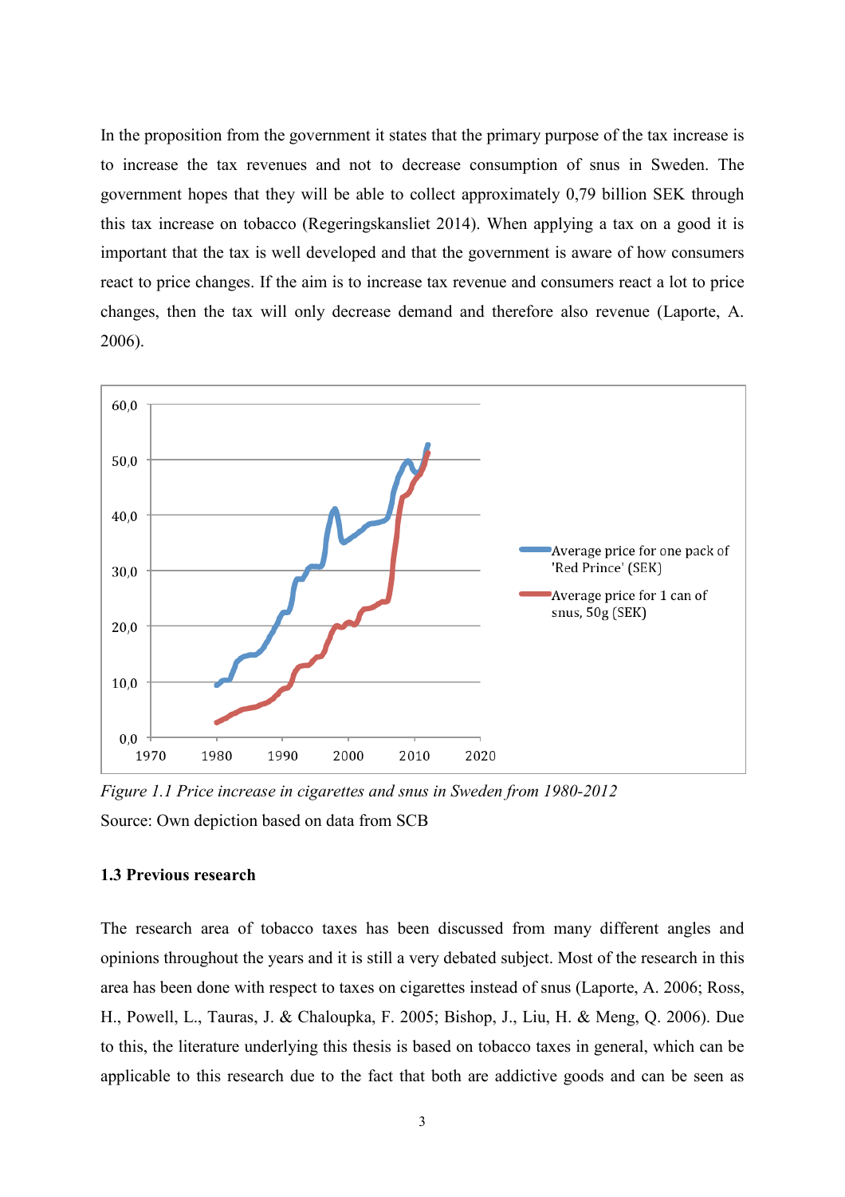In the proposition from the government it states that the primary purpose of the tax increase is to increase the tax revenues and not to decrease consumption of snus in Sweden. The government hopes that they will be able to collect approximately 0,79 billion SEK through this tax increase on tobacco (Regeringskansliet 2014). When applying a tax on a good it is important that the tax is well developed and that the government is aware of how consumers react to price changes. If the aim is to increase tax revenue and consumers react a lot to price changes, then the tax will only decrease demand and therefore also revenue (Laporte, A. 2006).

*Figure 1.1 Price increase in cigarettes and snus in Sweden from 1980-2012*

Source: Own depiction based on data from SCB

**1.3 Previous research**

The research area of tobacco taxes has been discussed from many different angles and opinions throughout the years and it is still a very debated subject. Most of the research in this area has been done with respect to taxes on cigarettes instead of snus (Laporte, A. 2006; Ross, H., Powell, L., Tauras, J. & Chaloupka, F. 2005; Bishop, J., Liu, H. & Meng, Q. 2006). Due to this, the literature underlying this thesis is based on tobacco taxes in general, which can be applicable to this research due to the fact that both are addictive goods and can be seen as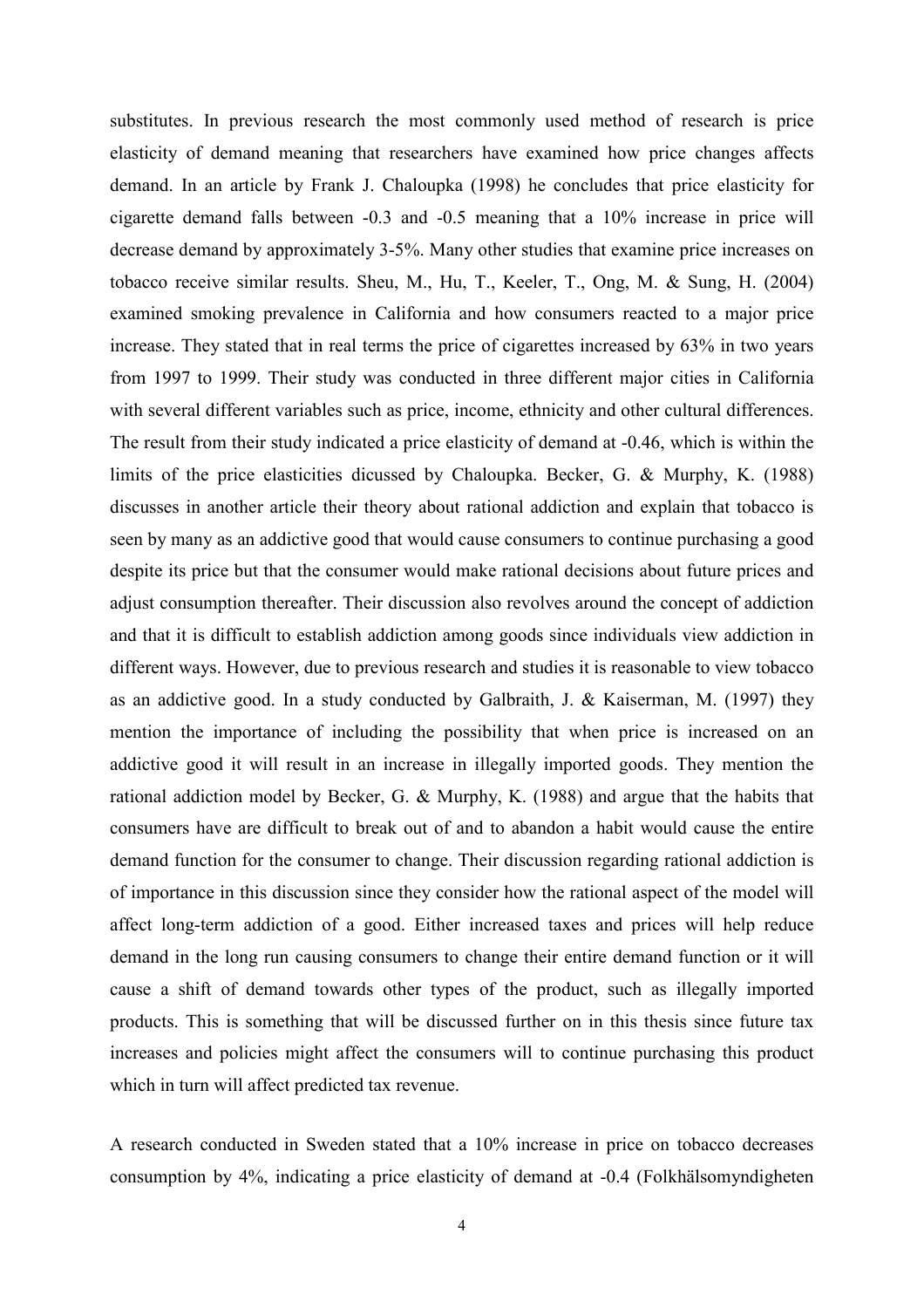substitutes. In previous research the most commonly used method of research is price elasticity of demand meaning that researchers have examined how price changes affects demand. In an article by Frank J. Chaloupka (1998) he concludes that price elasticity for cigarette demand falls between -0.3 and -0.5 meaning that a 10% increase in price will decrease demand by approximately 3-5%. Many other studies that examine price increases on tobacco receive similar results. Sheu, M., Hu, T., Keeler, T., Ong, M. & Sung, H. (2004) examined smoking prevalence in California and how consumers reacted to a major price increase. They stated that in real terms the price of cigarettes increased by 63% in two years from 1997 to 1999. Their study was conducted in three different major cities in California with several different variables such as price, income, ethnicity and other cultural differences. The result from their study indicated a price elasticity of demand at -0.46, which is within the limits of the price elasticities dicussed by Chaloupka. Becker, G. & Murphy, K. (1988) discusses in another article their theory about rational addiction and explain that tobacco is seen by many as an addictive good that would cause consumers to continue purchasing a good despite its price but that the consumer would make rational decisions about future prices and adjust consumption thereafter. Their discussion also revolves around the concept of addiction and that it is difficult to establish addiction among goods since individuals view addiction in different ways. However, due to previous research and studies it is reasonable to view tobacco as an addictive good. In a study conducted by Galbraith, J. & Kaiserman, M. (1997) they mention the importance of including the possibility that when price is increased on an addictive good it will result in an increase in illegally imported goods. They mention the rational addiction model by Becker, G. & Murphy, K. (1988) and argue that the habits that consumers have are difficult to break out of and to abandon a habit would cause the entire demand function for the consumer to change. Their discussion regarding rational addiction is of importance in this discussion since they consider how the rational aspect of the model will affect long-term addiction of a good. Either increased taxes and prices will help reduce demand in the long run causing consumers to change their entire demand function or it will cause a shift of demand towards other types of the product, such as illegally imported products. This is something that will be discussed further on in this thesis since future tax increases and policies might affect the consumers will to continue purchasing this product which in turn will affect predicted tax revenue.

A research conducted in Sweden stated that a 10% increase in price on tobacco decreases consumption by 4%, indicating a price elasticity of demand at -0.4 (Folkhälsomyndigheten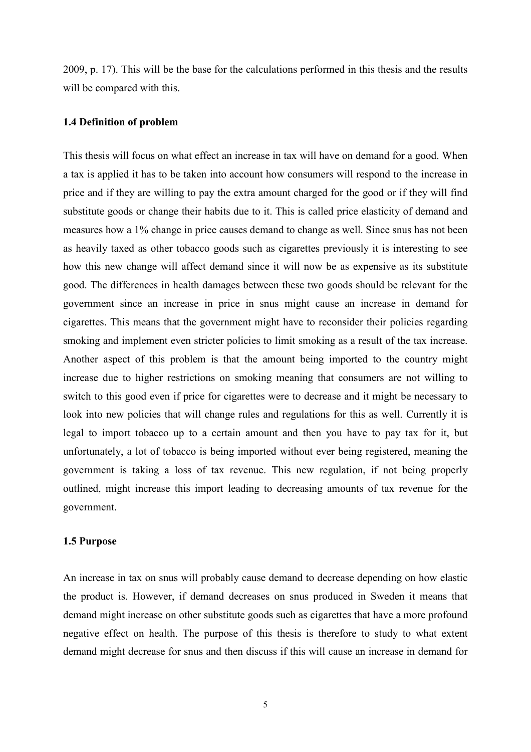2009, p. 17). This will be the base for the calculations performed in this thesis and the results will be compared with this.

### 1.4 Definition of problem

This thesis will focus on what effect an increase in tax will have on demand for a good. When a tax is applied it has to be taken into account how consumers will respond to the increase in price and if they are willing to pay the extra amount charged for the good or if they will find substitute goods or change their habits due to it. This is called price elasticity of demand and measures how a 1% change in price causes demand to change as well. Since snus has not been as heavily taxed as other tobacco goods such as cigarettes previously it is interesting to see how this new change will affect demand since it will now be as expensive as its substitute good. The differences in health damages between these two goods should be relevant for the government since an increase in price in snus might cause an increase in demand for cigarettes. This means that the government might have to reconsider their policies regarding smoking and implement even stricter policies to limit smoking as a result of the tax increase. Another aspect of this problem is that the amount being imported to the country might increase due to higher restrictions on smoking meaning that consumers are not willing to switch to this good even if price for cigarettes were to decrease and it might be necessary to look into new policies that will change rules and regulations for this as well. Currently it is legal to import tobacco up to a certain amount and then you have to pay tax for it, but unfortunately, a lot of tobacco is being imported without ever being registered, meaning the government is taking a loss of tax revenue. This new regulation, if not being properly outlined, might increase this import leading to decreasing amounts of tax revenue for the government.

### 1.5 Purpose

An increase in tax on snus will probably cause demand to decrease depending on how elastic the product is. However, if demand decreases on snus produced in Sweden it means that demand might increase on other substitute goods such as cigarettes that have a more profound negative effect on health. The purpose of this thesis is therefore to study to what extent demand might decrease for snus and then discuss if this will cause an increase in demand for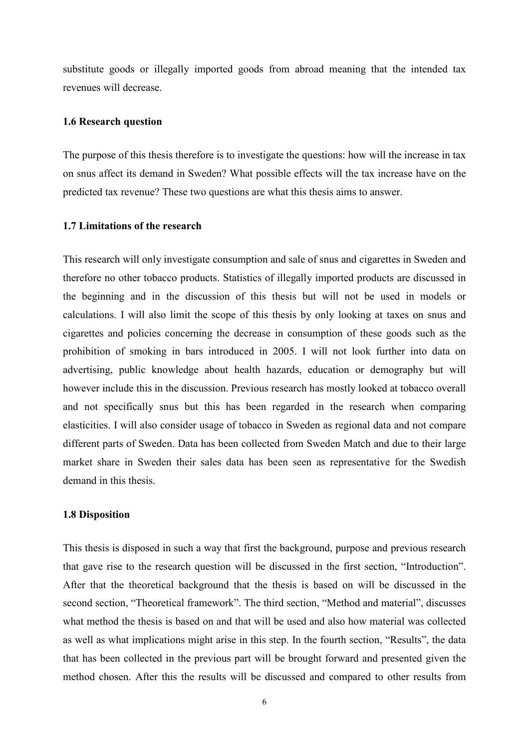substitute goods or illegally imported goods from abroad meaning that the intended tax revenues will decrease.

### 1.6 Research question

The purpose of this thesis therefore is to investigate the questions: how will the increase in tax on snus affect its demand in Sweden? What possible effects will the tax increase have on the predicted tax revenue? These two questions are what this thesis aims to answer.

### 1.7 Limitations of the research

This research will only investigate consumption and sale of snus and cigarettes in Sweden and therefore no other tobacco products. Statistics of illegally imported products are discussed in the beginning and in the discussion of this thesis but will not be used in models or calculations. I will also limit the scope of this thesis by only looking at taxes on snus and cigarettes and policies concerning the decrease in consumption of these goods such as the prohibition of smoking in bars introduced in 2005. I will not look further into data on advertising, public knowledge about health hazards, education or demography but will however include this in the discussion. Previous research has mostly looked at tobacco overall and not specifically snus but this has been regarded in the research when comparing elasticities. I will also consider usage of tobacco in Sweden as regional data and not compare different parts of Sweden. Data has been collected from Sweden Match and due to their large market share in Sweden their sales data has been seen as representative for the Swedish demand in this thesis.

### 1.8 Disposition

This thesis is disposed in such a way that first the background, purpose and previous research that gave rise to the research question will be discussed in the first section, "Introduction". After that the theoretical background that the thesis is based on will be discussed in the second section, "Theoretical framework". The third section, "Method and material", discusses what method the thesis is based on and that will be used and also how material was collected as well as what implications might arise in this step. In the fourth section, "Results", the data that has been collected in the previous part will be brought forward and presented given the method chosen. After this the results will be discussed and compared to other results from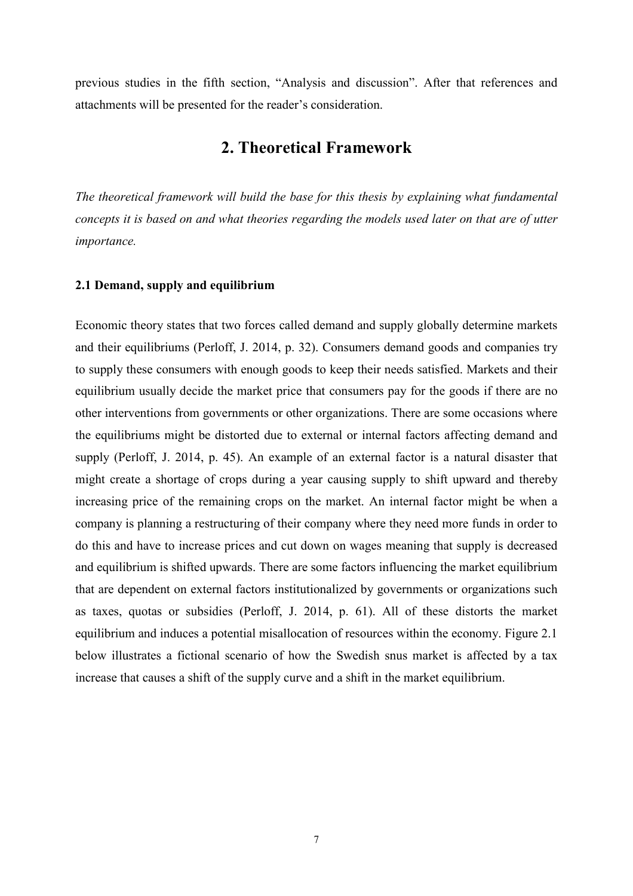previous studies in the fifth section, "Analysis and discussion". After that references and attachments will be presented for the reader's consideration.

# 2. Theoretical Framework

*The theoretical framework will build the base for this thesis by explaining what fundamental concepts it is based on and what theories regarding the models used later on that are of utter importance.*

### 2.1 Demand, supply and equilibrium

Economic theory states that two forces called demand and supply globally determine markets and their equilibriums (Perloff, J. 2014, p. 32). Consumers demand goods and companies try to supply these consumers with enough goods to keep their needs satisfied. Markets and their equilibrium usually decide the market price that consumers pay for the goods if there are no other interventions from governments or other organizations. There are some occasions where the equilibriums might be distorted due to external or internal factors affecting demand and supply (Perloff, J. 2014, p. 45). An example of an external factor is a natural disaster that might create a shortage of crops during a year causing supply to shift upward and thereby increasing price of the remaining crops on the market. An internal factor might be when a company is planning a restructuring of their company where they need more funds in order to do this and have to increase prices and cut down on wages meaning that supply is decreased and equilibrium is shifted upwards. There are some factors influencing the market equilibrium that are dependent on external factors institutionalized by governments or organizations such as taxes, quotas or subsidies (Perloff, J. 2014, p. 61). All of these distorts the market equilibrium and induces a potential misallocation of resources within the economy. Figure 2.1 below illustrates a fictional scenario of how the Swedish snus market is affected by a tax increase that causes a shift of the supply curve and a shift in the market equilibrium.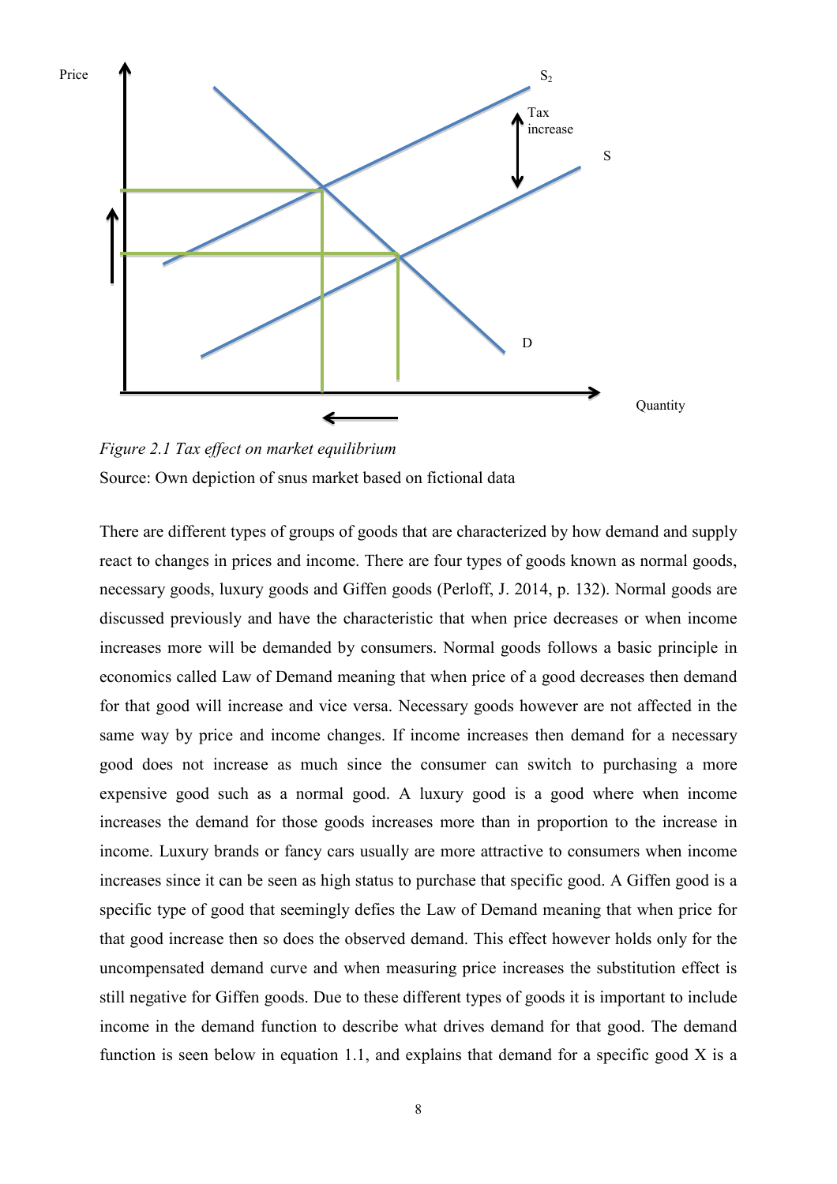Figure 2.1 *Tax effect on market equilibrium*

Source: Own depiction of snus market based on fictional data

There are different types of groups of goods that are characterized by how demand and supply react to changes in prices and income. There are four types of goods known as normal goods, necessary goods, luxury goods and Giffen goods (Perloff, J. 2014, p. 132). Normal goods are discussed previously and have the characteristic that when price decreases or when income increases more will be demanded by consumers. Normal goods follows a basic principle in economics called Law of Demand meaning that when price of a good decreases then demand for that good will increase and vice versa. Necessary goods however are not affected in the same way by price and income changes. If income increases then demand for a necessary good does not increase as much since the consumer can switch to purchasing a more expensive good such as a normal good. A luxury good is a good where when income increases the demand for those goods increases more than in proportion to the increase in income. Luxury brands or fancy cars usually are more attractive to consumers when income increases since it can be seen as high status to purchase that specific good. A Giffen good is a specific type of good that seemingly defies the Law of Demand meaning that when price for that good increase then so does the observed demand. This effect however holds only for the uncompensated demand curve and when measuring price increases the substitution effect is still negative for Giffen goods. Due to these different types of goods it is important to include income in the demand function to describe what drives demand for that good. The demand function is seen below in equation 1.1, and explains that demand for a specific good X is a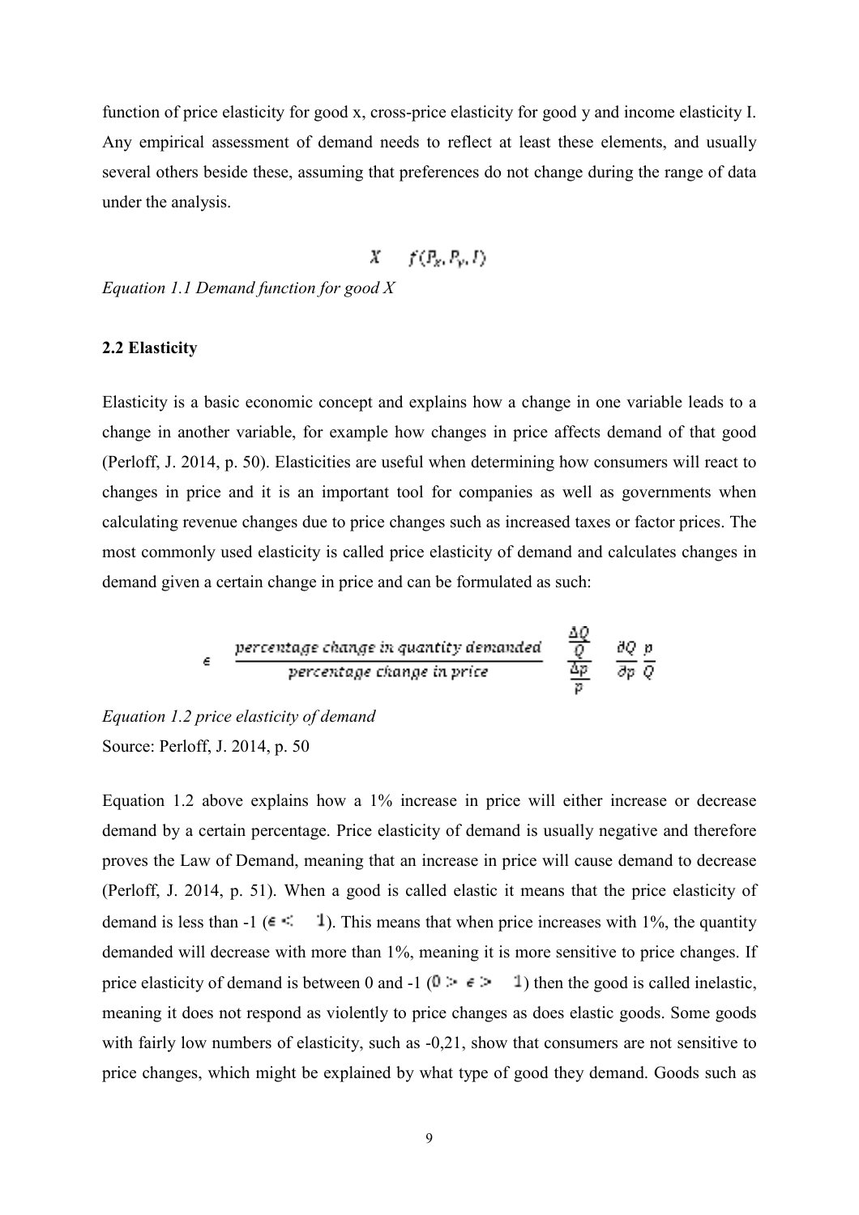function of price elasticity for good x, cross-price elasticity for good y and income elasticity I. Any empirical assessment of demand needs to reflect at least these elements, and usually several others beside these, assuming that preferences do not change during the range of data under the analysis.

$$X \quad f(P_x, P_y, I)$$

*Equation 1.1 Demand function for good X*

### 2.2 Elasticity

Elasticity is a basic economic concept and explains how a change in one variable leads to a change in another variable, for example how changes in price affects demand of that good (Perloff, J. 2014, p. 50). Elasticities are useful when determining how consumers will react to changes in price and it is an important tool for companies as well as governments when calculating revenue changes due to price changes such as increased taxes or factor prices. The most commonly used elasticity is called price elasticity of demand and calculates changes in demand given a certain change in price and can be formulated as such:

$$\epsilon \quad \frac{\text{percentage change in quantity demanded}}{\text{percentage change in price}} \quad \frac{\frac{\Delta Q}{Q}}{\frac{\Delta p}{p}} \quad \frac{\partial Q}{\partial p}\frac{p}{Q}$$

*Equation 1.2 price elasticity of demand*
Source: Perloff, J. 2014, p. 50

Equation 1.2 above explains how a 1% increase in price will either increase or decrease demand by a certain percentage. Price elasticity of demand is usually negative and therefore proves the Law of Demand, meaning that an increase in price will cause demand to decrease (Perloff, J. 2014, p. 51). When a good is called elastic it means that the price elasticity of demand is less than -1 ($\epsilon < \quad 1$). This means that when price increases with 1%, the quantity demanded will decrease with more than 1%, meaning it is more sensitive to price changes. If price elasticity of demand is between 0 and -1 ($0 > \epsilon > \quad 1$) then the good is called inelastic, meaning it does not respond as violently to price changes as does elastic goods. Some goods with fairly low numbers of elasticity, such as -0,21, show that consumers are not sensitive to price changes, which might be explained by what type of good they demand. Goods such as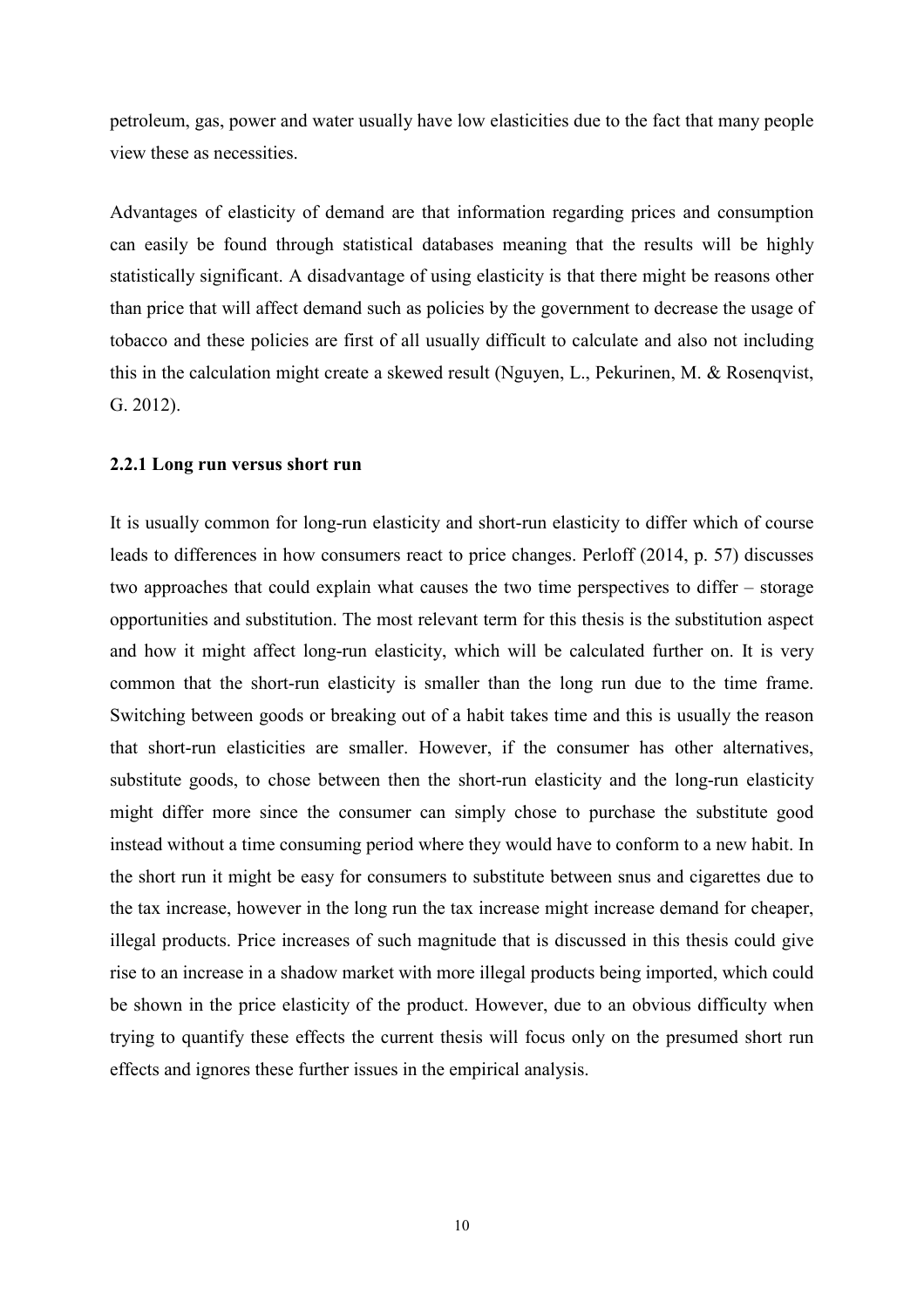petroleum, gas, power and water usually have low elasticities due to the fact that many people view these as necessities.

Advantages of elasticity of demand are that information regarding prices and consumption can easily be found through statistical databases meaning that the results will be highly statistically significant. A disadvantage of using elasticity is that there might be reasons other than price that will affect demand such as policies by the government to decrease the usage of tobacco and these policies are first of all usually difficult to calculate and also not including this in the calculation might create a skewed result (Nguyen, L., Pekurinen, M. & Rosenqvist, G. 2012).

### 2.2.1 Long run versus short run

It is usually common for long-run elasticity and short-run elasticity to differ which of course leads to differences in how consumers react to price changes. Perloff (2014, p. 57) discusses two approaches that could explain what causes the two time perspectives to differ – storage opportunities and substitution. The most relevant term for this thesis is the substitution aspect and how it might affect long-run elasticity, which will be calculated further on. It is very common that the short-run elasticity is smaller than the long run due to the time frame. Switching between goods or breaking out of a habit takes time and this is usually the reason that short-run elasticities are smaller. However, if the consumer has other alternatives, substitute goods, to chose between then the short-run elasticity and the long-run elasticity might differ more since the consumer can simply chose to purchase the substitute good instead without a time consuming period where they would have to conform to a new habit. In the short run it might be easy for consumers to substitute between snus and cigarettes due to the tax increase, however in the long run the tax increase might increase demand for cheaper, illegal products. Price increases of such magnitude that is discussed in this thesis could give rise to an increase in a shadow market with more illegal products being imported, which could be shown in the price elasticity of the product. However, due to an obvious difficulty when trying to quantify these effects the current thesis will focus only on the presumed short run effects and ignores these further issues in the empirical analysis.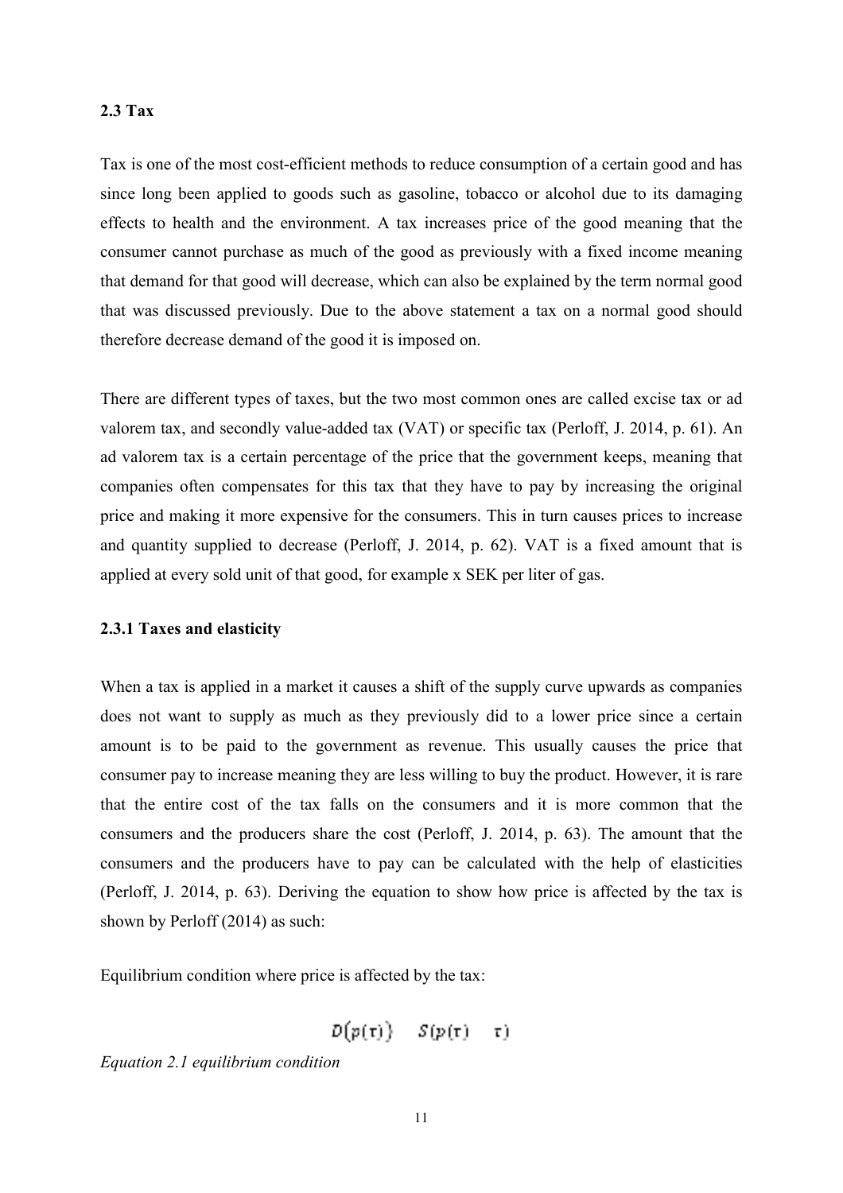### 2.3 Tax

Tax is one of the most cost-efficient methods to reduce consumption of a certain good and has since long been applied to goods such as gasoline, tobacco or alcohol due to its damaging effects to health and the environment. A tax increases price of the good meaning that the consumer cannot purchase as much of the good as previously with a fixed income meaning that demand for that good will decrease, which can also be explained by the term normal good that was discussed previously. Due to the above statement a tax on a normal good should therefore decrease demand of the good it is imposed on.

There are different types of taxes, but the two most common ones are called excise tax or ad valorem tax, and secondly value-added tax (VAT) or specific tax (Perloff, J. 2014, p. 61). An ad valorem tax is a certain percentage of the price that the government keeps, meaning that companies often compensates for this tax that they have to pay by increasing the original price and making it more expensive for the consumers. This in turn causes prices to increase and quantity supplied to decrease (Perloff, J. 2014, p. 62). VAT is a fixed amount that is applied at every sold unit of that good, for example x SEK per liter of gas.

#### 2.3.1 Taxes and elasticity

When a tax is applied in a market it causes a shift of the supply curve upwards as companies does not want to supply as much as they previously did to a lower price since a certain amount is to be paid to the government as revenue. This usually causes the price that consumer pay to increase meaning they are less willing to buy the product. However, it is rare that the entire cost of the tax falls on the consumers and it is more common that the consumers and the producers share the cost (Perloff, J. 2014, p. 63). The amount that the consumers and the producers have to pay can be calculated with the help of elasticities (Perloff, J. 2014, p. 63). Deriving the equation to show how price is affected by the tax is shown by Perloff (2014) as such:

Equilibrium condition where price is affected by the tax:

$$D(p(\tau)) \quad S(p(\tau) \quad \tau)$$

*Equation 2.1 equilibrium condition*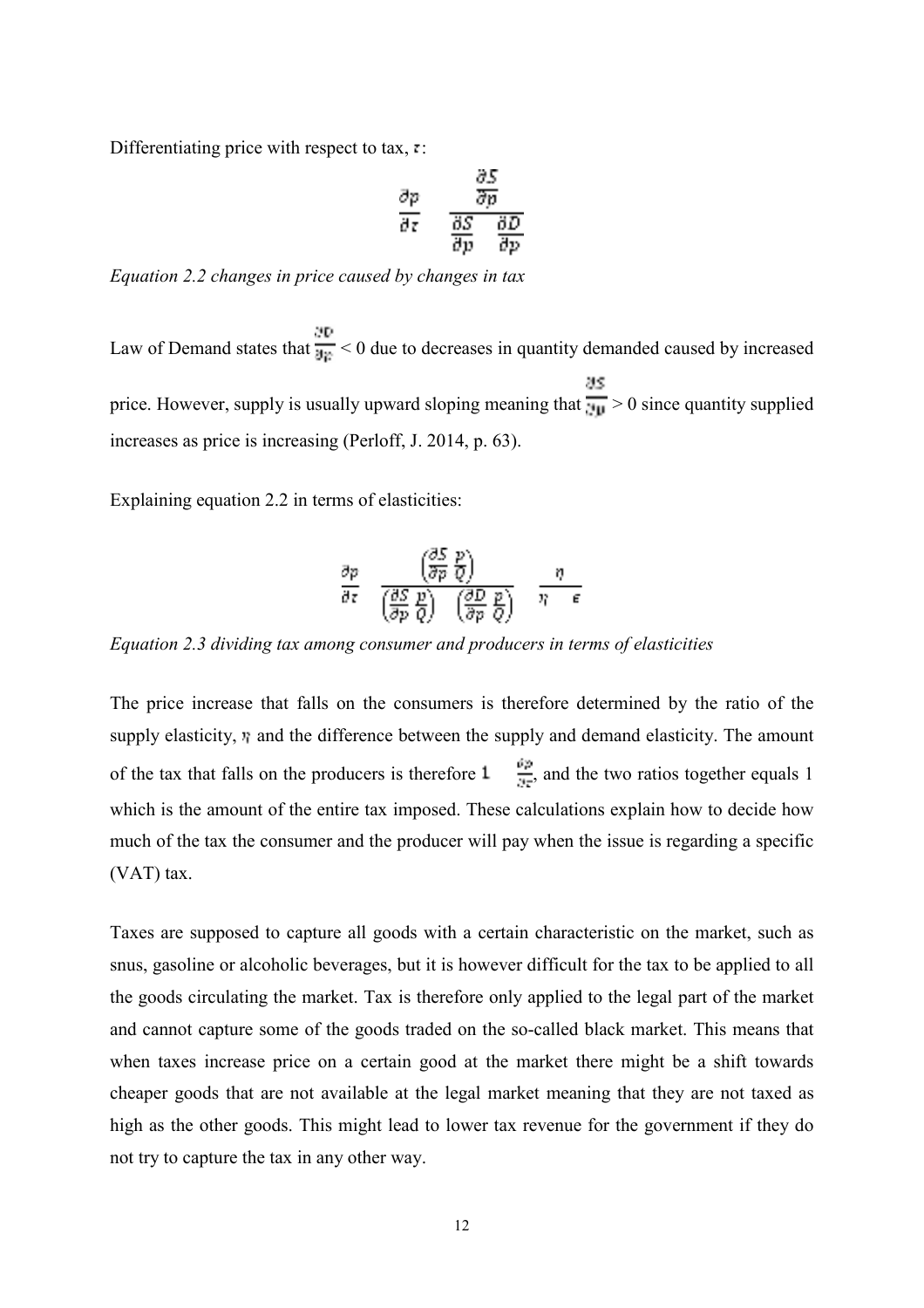Differentiating price with respect to tax, $\tau$:

$$\frac{\partial p}{\partial \tau} = \frac{\frac{\partial S}{\partial p}}{\frac{\partial S}{\partial p} - \frac{\partial D}{\partial p}}$$

*Equation 2.2 changes in price caused by changes in tax*

Law of Demand states that $\frac{\partial D}{\partial p} < 0$ due to decreases in quantity demanded caused by increased price. However, supply is usually upward sloping meaning that $\frac{\partial S}{\partial p} > 0$ since quantity supplied increases as price is increasing (Perloff, J. 2014, p. 63).

Explaining equation 2.2 in terms of elasticities:

$$\frac{\partial p}{\partial \tau} = \frac{\left(\frac{\partial S}{\partial p}\frac{p}{Q}\right)}{\left(\frac{\partial S}{\partial p}\frac{p}{Q}\right) - \left(\frac{\partial D}{\partial p}\frac{p}{Q}\right)} = \frac{\eta}{\eta - \epsilon}$$

*Equation 2.3 dividing tax among consumer and producers in terms of elasticities*

The price increase that falls on the consumers is therefore determined by the ratio of the supply elasticity, $\eta$ and the difference between the supply and demand elasticity. The amount of the tax that falls on the producers is therefore $1 - \frac{\partial p}{\partial \tau}$, and the two ratios together equals 1 which is the amount of the entire tax imposed. These calculations explain how to decide how much of the tax the consumer and the producer will pay when the issue is regarding a specific (VAT) tax.

Taxes are supposed to capture all goods with a certain characteristic on the market, such as snus, gasoline or alcoholic beverages, but it is however difficult for the tax to be applied to all the goods circulating the market. Tax is therefore only applied to the legal part of the market and cannot capture some of the goods traded on the so-called black market. This means that when taxes increase price on a certain good at the market there might be a shift towards cheaper goods that are not available at the legal market meaning that they are not taxed as high as the other goods. This might lead to lower tax revenue for the government if they do not try to capture the tax in any other way.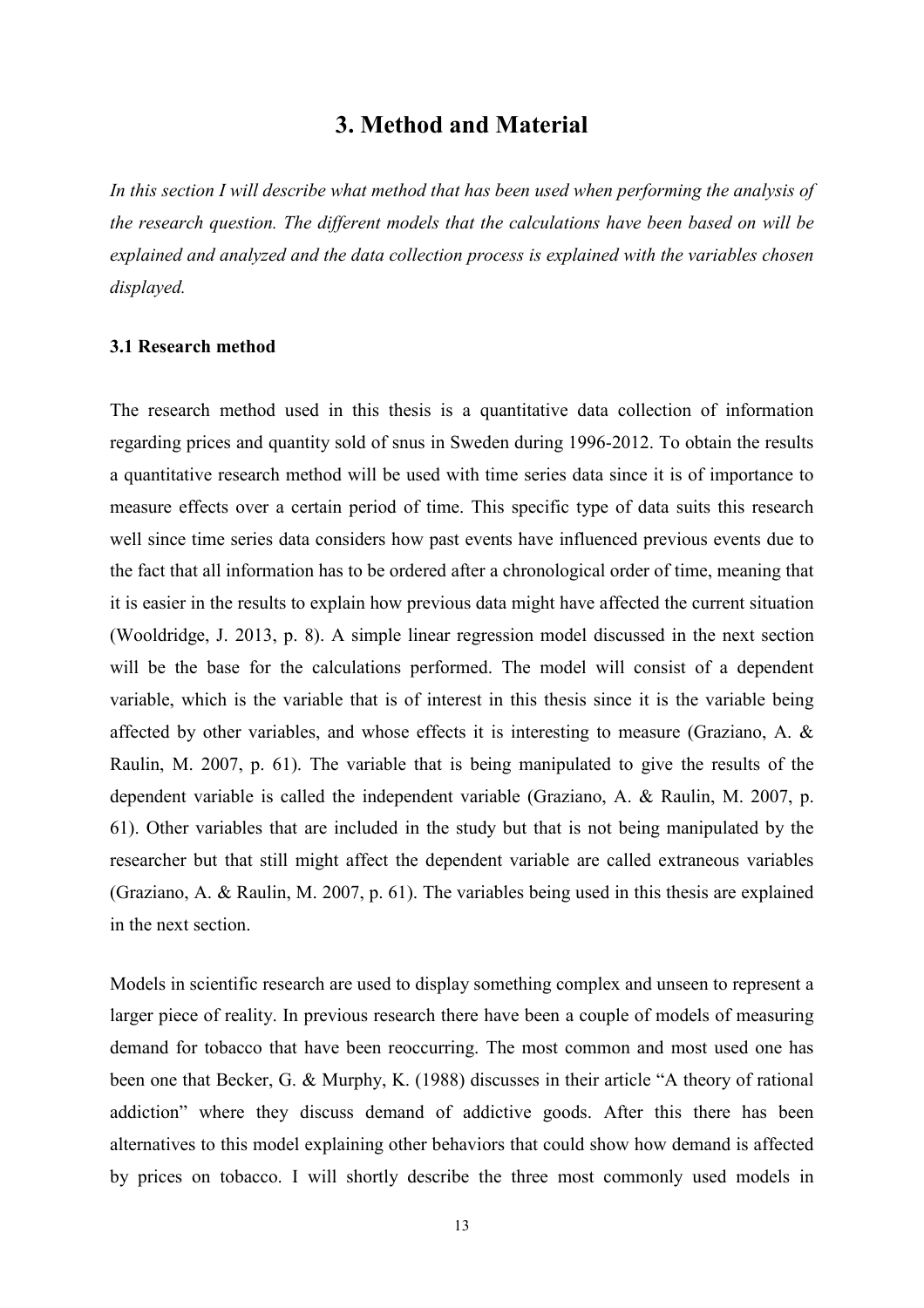# 3. Method and Material

*In this section I will describe what method that has been used when performing the analysis of the research question. The different models that the calculations have been based on will be explained and analyzed and the data collection process is explained with the variables chosen displayed.*

### 3.1 Research method

The research method used in this thesis is a quantitative data collection of information regarding prices and quantity sold of snus in Sweden during 1996-2012. To obtain the results a quantitative research method will be used with time series data since it is of importance to measure effects over a certain period of time. This specific type of data suits this research well since time series data considers how past events have influenced previous events due to the fact that all information has to be ordered after a chronological order of time, meaning that it is easier in the results to explain how previous data might have affected the current situation (Wooldridge, J. 2013, p. 8). A simple linear regression model discussed in the next section will be the base for the calculations performed. The model will consist of a dependent variable, which is the variable that is of interest in this thesis since it is the variable being affected by other variables, and whose effects it is interesting to measure (Graziano, A. & Raulin, M. 2007, p. 61). The variable that is being manipulated to give the results of the dependent variable is called the independent variable (Graziano, A. & Raulin, M. 2007, p. 61). Other variables that are included in the study but that is not being manipulated by the researcher but that still might affect the dependent variable are called extraneous variables (Graziano, A. & Raulin, M. 2007, p. 61). The variables being used in this thesis are explained in the next section.

Models in scientific research are used to display something complex and unseen to represent a larger piece of reality. In previous research there have been a couple of models of measuring demand for tobacco that have been reoccurring. The most common and most used one has been one that Becker, G. & Murphy, K. (1988) discusses in their article "A theory of rational addiction" where they discuss demand of addictive goods. After this there has been alternatives to this model explaining other behaviors that could show how demand is affected by prices on tobacco. I will shortly describe the three most commonly used models in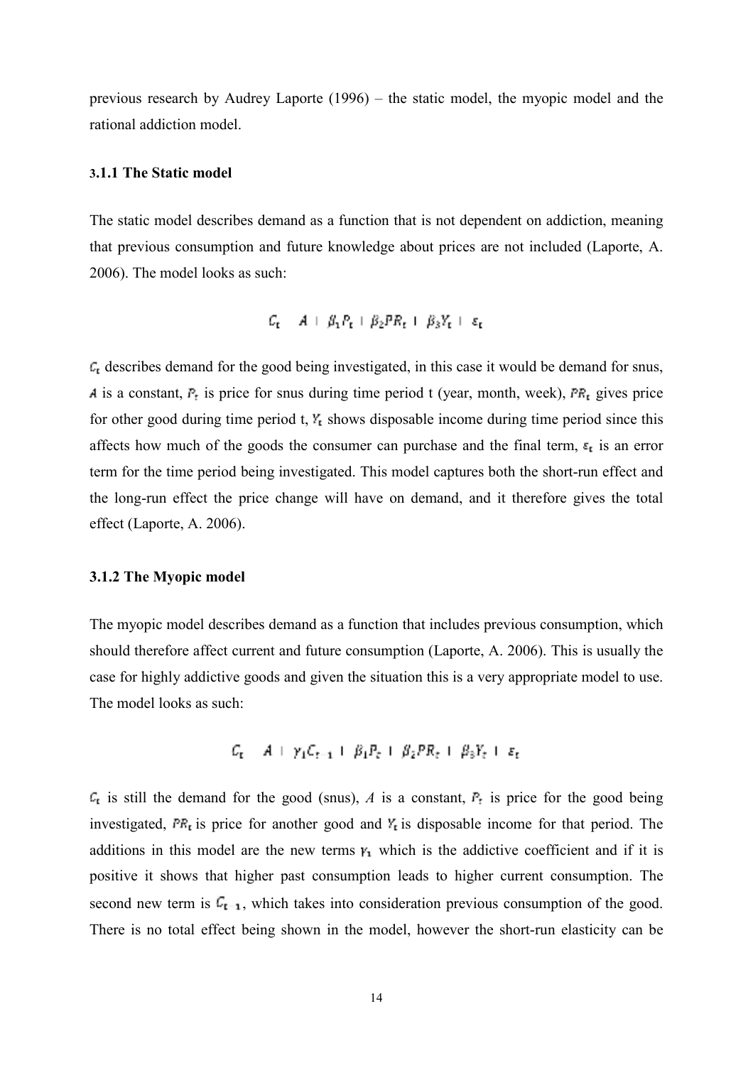previous research by Audrey Laporte (1996) – the static model, the myopic model and the rational addiction model.

### 3.1.1 The Static model

The static model describes demand as a function that is not dependent on addiction, meaning that previous consumption and future knowledge about prices are not included (Laporte, A. 2006). The model looks as such:

$$C_t = A + \beta_1 P_t + \beta_2 PR_t + \beta_3 Y_t + \varepsilon_t$$

$C_t$ describes demand for the good being investigated, in this case it would be demand for snus, $A$ is a constant, $P_t$ is price for snus during time period t (year, month, week), $PR_t$ gives price for other good during time period t, $Y_t$ shows disposable income during time period since this affects how much of the goods the consumer can purchase and the final term, $\varepsilon_t$ is an error term for the time period being investigated. This model captures both the short-run effect and the long-run effect the price change will have on demand, and it therefore gives the total effect (Laporte, A. 2006).

### 3.1.2 The Myopic model

The myopic model describes demand as a function that includes previous consumption, which should therefore affect current and future consumption (Laporte, A. 2006). This is usually the case for highly addictive goods and given the situation this is a very appropriate model to use. The model looks as such:

$$C_t = A + \gamma_1 C_{t-1} + \beta_1 P_t + \beta_2 PR_t + \beta_3 Y_t + \varepsilon_t$$

$C_t$ is still the demand for the good (snus), *A* is a constant, $P_t$ is price for the good being investigated, $PR_t$ is price for another good and $Y_t$ is disposable income for that period. The additions in this model are the new terms $\gamma_1$ which is the addictive coefficient and if it is positive it shows that higher past consumption leads to higher current consumption. The second new term is $C_{t-1}$, which takes into consideration previous consumption of the good. There is no total effect being shown in the model, however the short-run elasticity can be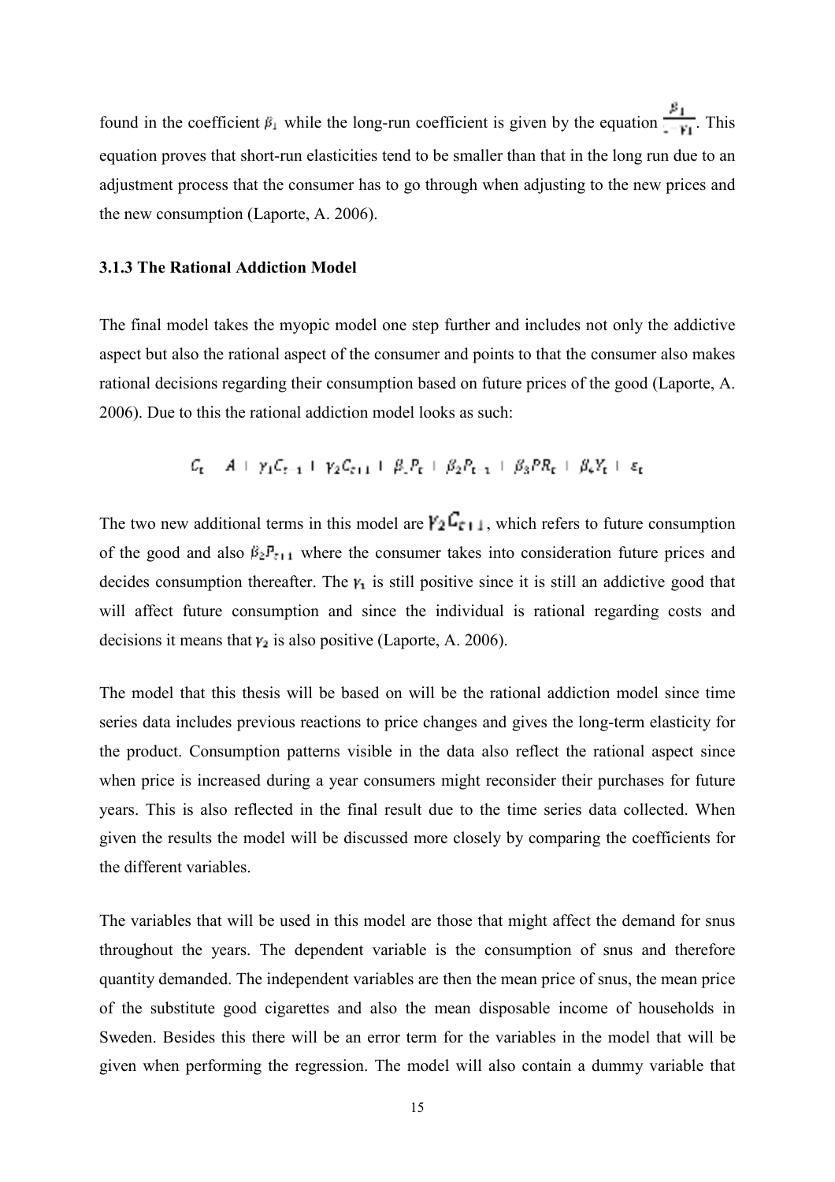found in the coefficient $\beta_1$ while the long-run coefficient is given by the equation $\frac{\beta_1}{1-\gamma_1}$. This equation proves that short-run elasticities tend to be smaller than that in the long run due to an adjustment process that the consumer has to go through when adjusting to the new prices and the new consumption (Laporte, A. 2006).

### 3.1.3 The Rational Addiction Model

The final model takes the myopic model one step further and includes not only the addictive aspect but also the rational aspect of the consumer and points to that the consumer also makes rational decisions regarding their consumption based on future prices of the good (Laporte, A. 2006). Due to this the rational addiction model looks as such:

$$C_t = A + \gamma_1 C_{t-1} + \gamma_2 C_{t+1} + \beta_1 P_t + \beta_2 P_{t-1} + \beta_3 PR_t + \beta_4 Y_t + \varepsilon_t$$

The two new additional terms in this model are $\gamma_2 C_{t+1}$, which refers to future consumption of the good and also $\beta_2 P_{t+1}$ where the consumer takes into consideration future prices and decides consumption thereafter. The $\gamma_1$ is still positive since it is still an addictive good that will affect future consumption and since the individual is rational regarding costs and decisions it means that $\gamma_2$ is also positive (Laporte, A. 2006).

The model that this thesis will be based on will be the rational addiction model since time series data includes previous reactions to price changes and gives the long-term elasticity for the product. Consumption patterns visible in the data also reflect the rational aspect since when price is increased during a year consumers might reconsider their purchases for future years. This is also reflected in the final result due to the time series data collected. When given the results the model will be discussed more closely by comparing the coefficients for the different variables.

The variables that will be used in this model are those that might affect the demand for snus throughout the years. The dependent variable is the consumption of snus and therefore quantity demanded. The independent variables are then the mean price of snus, the mean price of the substitute good cigarettes and also the mean disposable income of households in Sweden. Besides this there will be an error term for the variables in the model that will be given when performing the regression. The model will also contain a dummy variable that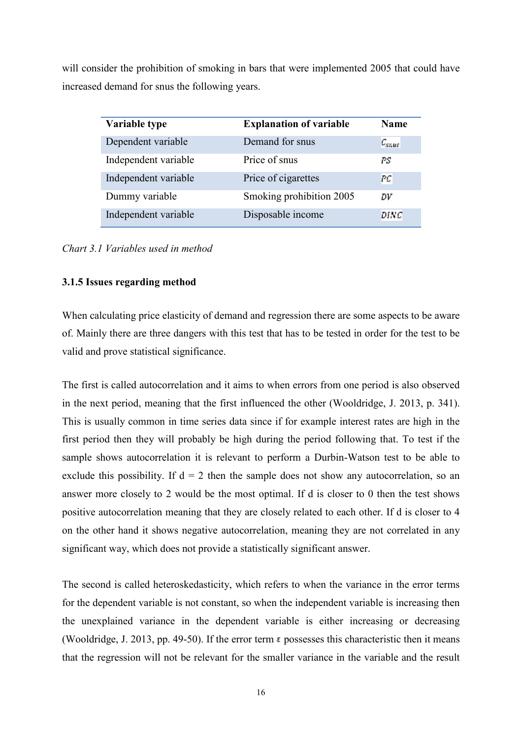will consider the prohibition of smoking in bars that were implemented 2005 that could have increased demand for snus the following years.

| Variable type | Explanation of variable | Name |
|---|---|---|
| Dependent variable | Demand for snus | $C_{snus}$ |
| Independent variable | Price of snus | $PS$ |
| Independent variable | Price of cigarettes | $PC$ |
| Dummy variable | Smoking prohibition 2005 | $DV$ |
| Independent variable | Disposable income | $DINC$ |

*Chart 3.1 Variables used in method*

**3.1.5 Issues regarding method**

When calculating price elasticity of demand and regression there are some aspects to be aware of. Mainly there are three dangers with this test that has to be tested in order for the test to be valid and prove statistical significance.

The first is called autocorrelation and it aims to when errors from one period is also observed in the next period, meaning that the first influenced the other (Wooldridge, J. 2013, p. 341). This is usually common in time series data since if for example interest rates are high in the first period then they will probably be high during the period following that. To test if the sample shows autocorrelation it is relevant to perform a Durbin-Watson test to be able to exclude this possibility. If $d = 2$ then the sample does not show any autocorrelation, so an answer more closely to 2 would be the most optimal. If d is closer to 0 then the test shows positive autocorrelation meaning that they are closely related to each other. If d is closer to 4 on the other hand it shows negative autocorrelation, meaning they are not correlated in any significant way, which does not provide a statistically significant answer.

The second is called heteroskedasticity, which refers to when the variance in the error terms for the dependent variable is not constant, so when the independent variable is increasing then the unexplained variance in the dependent variable is either increasing or decreasing (Wooldridge, J. 2013, pp. 49-50). If the error term $\varepsilon$ possesses this characteristic then it means that the regression will not be relevant for the smaller variance in the variable and the result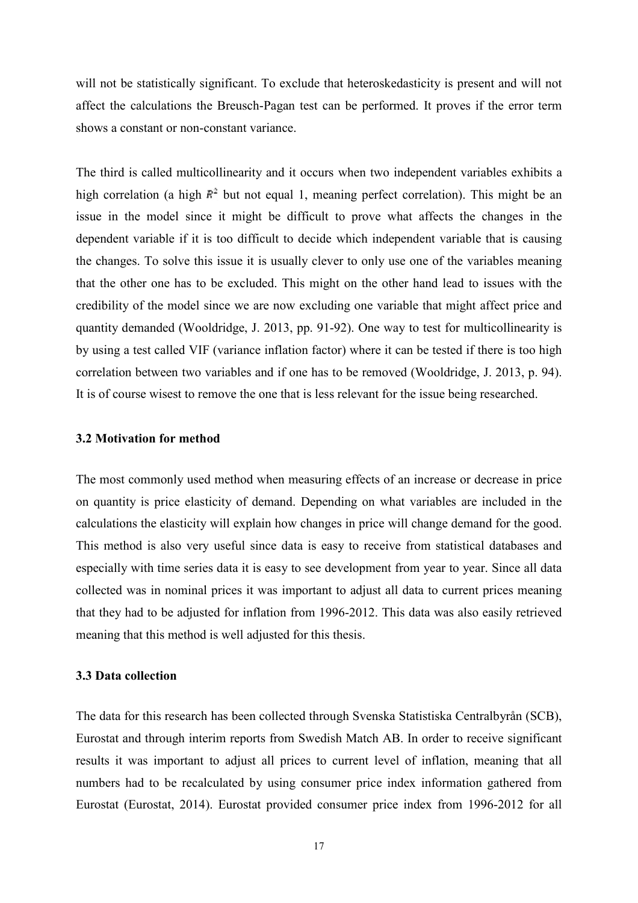will not be statistically significant. To exclude that heteroskedasticity is present and will not affect the calculations the Breusch-Pagan test can be performed. It proves if the error term shows a constant or non-constant variance.

The third is called multicollinearity and it occurs when two independent variables exhibits a high correlation (a high $R^2$ but not equal 1, meaning perfect correlation). This might be an issue in the model since it might be difficult to prove what affects the changes in the dependent variable if it is too difficult to decide which independent variable that is causing the changes. To solve this issue it is usually clever to only use one of the variables meaning that the other one has to be excluded. This might on the other hand lead to issues with the credibility of the model since we are now excluding one variable that might affect price and quantity demanded (Wooldridge, J. 2013, pp. 91-92). One way to test for multicollinearity is by using a test called VIF (variance inflation factor) where it can be tested if there is too high correlation between two variables and if one has to be removed (Wooldridge, J. 2013, p. 94). It is of course wisest to remove the one that is less relevant for the issue being researched.

### 3.2 Motivation for method

The most commonly used method when measuring effects of an increase or decrease in price on quantity is price elasticity of demand. Depending on what variables are included in the calculations the elasticity will explain how changes in price will change demand for the good. This method is also very useful since data is easy to receive from statistical databases and especially with time series data it is easy to see development from year to year. Since all data collected was in nominal prices it was important to adjust all data to current prices meaning that they had to be adjusted for inflation from 1996-2012. This data was also easily retrieved meaning that this method is well adjusted for this thesis.

### 3.3 Data collection

The data for this research has been collected through Svenska Statistiska Centralbyrån (SCB), Eurostat and through interim reports from Swedish Match AB. In order to receive significant results it was important to adjust all prices to current level of inflation, meaning that all numbers had to be recalculated by using consumer price index information gathered from Eurostat (Eurostat, 2014). Eurostat provided consumer price index from 1996-2012 for all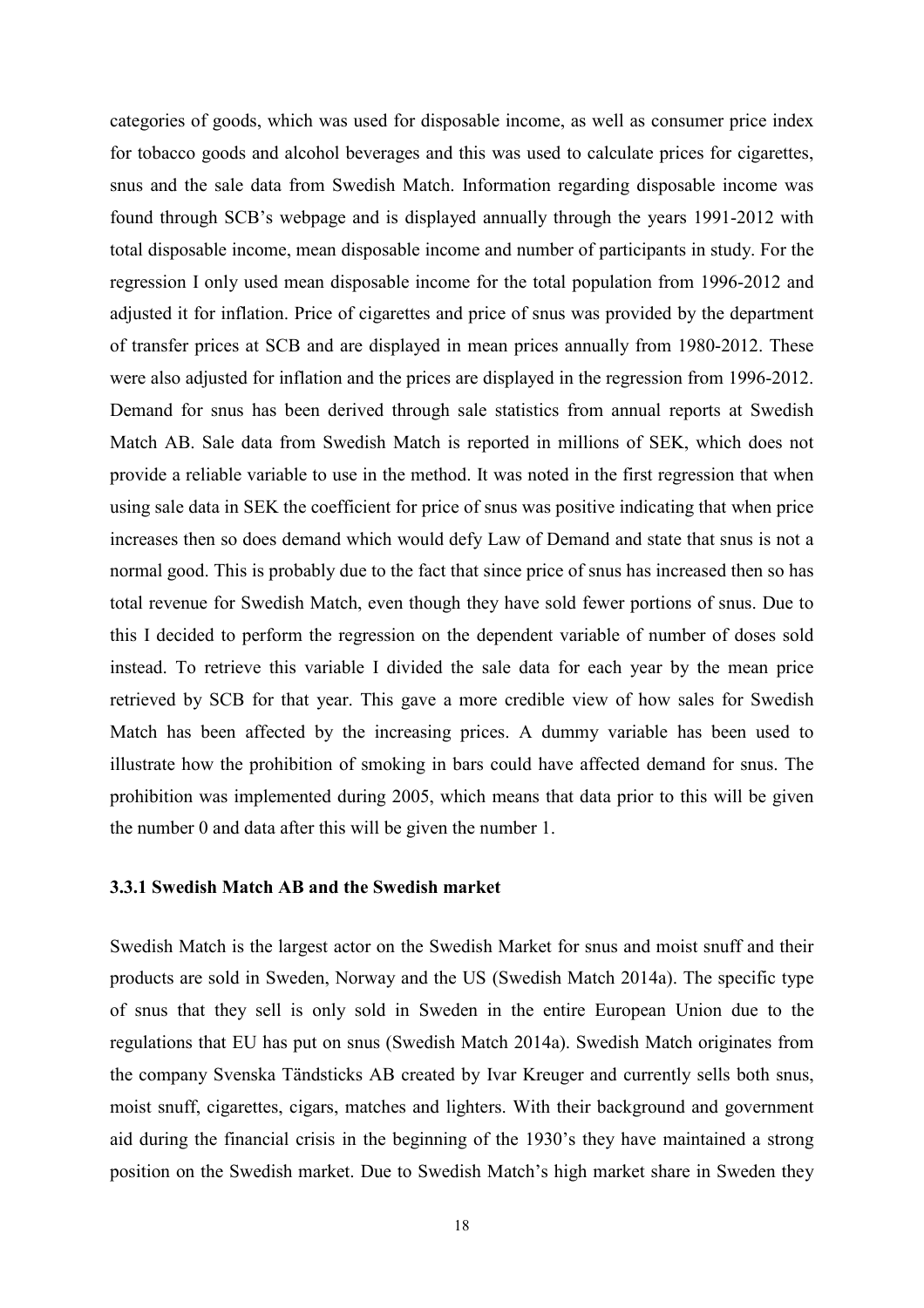categories of goods, which was used for disposable income, as well as consumer price index for tobacco goods and alcohol beverages and this was used to calculate prices for cigarettes, snus and the sale data from Swedish Match. Information regarding disposable income was found through SCB's webpage and is displayed annually through the years 1991-2012 with total disposable income, mean disposable income and number of participants in study. For the regression I only used mean disposable income for the total population from 1996-2012 and adjusted it for inflation. Price of cigarettes and price of snus was provided by the department of transfer prices at SCB and are displayed in mean prices annually from 1980-2012. These were also adjusted for inflation and the prices are displayed in the regression from 1996-2012. Demand for snus has been derived through sale statistics from annual reports at Swedish Match AB. Sale data from Swedish Match is reported in millions of SEK, which does not provide a reliable variable to use in the method. It was noted in the first regression that when using sale data in SEK the coefficient for price of snus was positive indicating that when price increases then so does demand which would defy Law of Demand and state that snus is not a normal good. This is probably due to the fact that since price of snus has increased then so has total revenue for Swedish Match, even though they have sold fewer portions of snus. Due to this I decided to perform the regression on the dependent variable of number of doses sold instead. To retrieve this variable I divided the sale data for each year by the mean price retrieved by SCB for that year. This gave a more credible view of how sales for Swedish Match has been affected by the increasing prices. A dummy variable has been used to illustrate how the prohibition of smoking in bars could have affected demand for snus. The prohibition was implemented during 2005, which means that data prior to this will be given the number 0 and data after this will be given the number 1.

### 3.3.1 Swedish Match AB and the Swedish market

Swedish Match is the largest actor on the Swedish Market for snus and moist snuff and their products are sold in Sweden, Norway and the US (Swedish Match 2014a). The specific type of snus that they sell is only sold in Sweden in the entire European Union due to the regulations that EU has put on snus (Swedish Match 2014a). Swedish Match originates from the company Svenska Tändsticks AB created by Ivar Kreuger and currently sells both snus, moist snuff, cigarettes, cigars, matches and lighters. With their background and government aid during the financial crisis in the beginning of the 1930's they have maintained a strong position on the Swedish market. Due to Swedish Match's high market share in Sweden they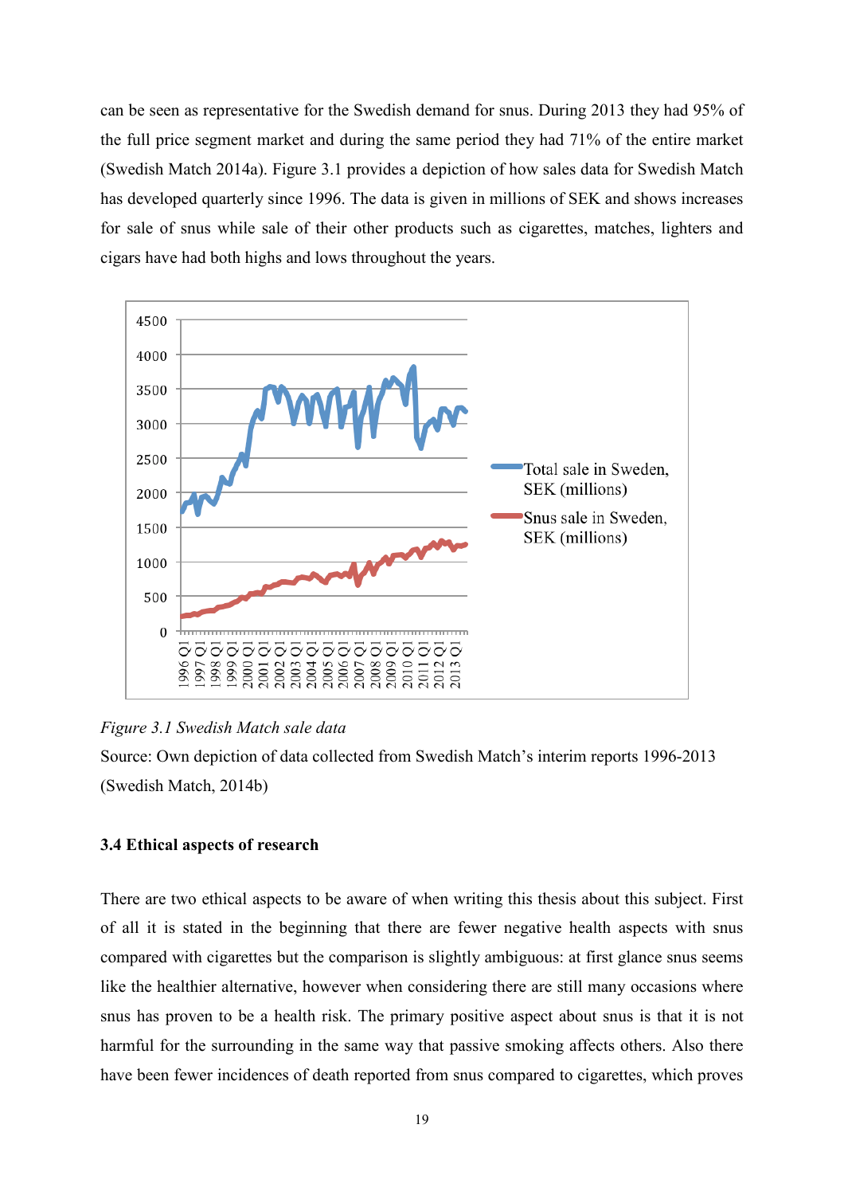can be seen as representative for the Swedish demand for snus. During 2013 they had 95% of the full price segment market and during the same period they had 71% of the entire market (Swedish Match 2014a). Figure 3.1 provides a depiction of how sales data for Swedish Match has developed quarterly since 1996. The data is given in millions of SEK and shows increases for sale of snus while sale of their other products such as cigarettes, matches, lighters and cigars have had both highs and lows throughout the years.

*Figure 3.1 Swedish Match sale data*

Source: Own depiction of data collected from Swedish Match's interim reports 1996-2013 (Swedish Match, 2014b)

### 3.4 Ethical aspects of research

There are two ethical aspects to be aware of when writing this thesis about this subject. First of all it is stated in the beginning that there are fewer negative health aspects with snus compared with cigarettes but the comparison is slightly ambiguous: at first glance snus seems like the healthier alternative, however when considering there are still many occasions where snus has proven to be a health risk. The primary positive aspect about snus is that it is not harmful for the surrounding in the same way that passive smoking affects others. Also there have been fewer incidences of death reported from snus compared to cigarettes, which proves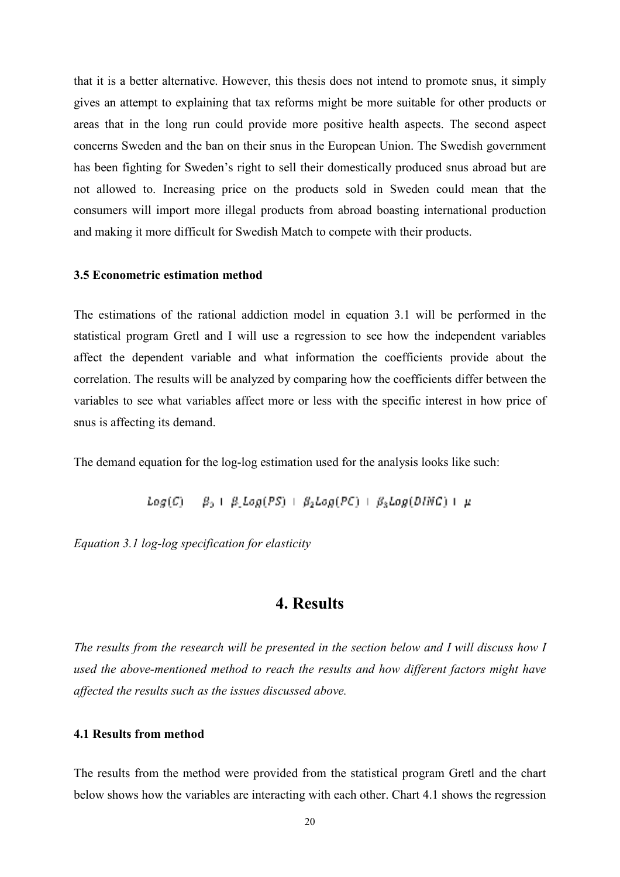that it is a better alternative. However, this thesis does not intend to promote snus, it simply gives an attempt to explaining that tax reforms might be more suitable for other products or areas that in the long run could provide more positive health aspects. The second aspect concerns Sweden and the ban on their snus in the European Union. The Swedish government has been fighting for Sweden's right to sell their domestically produced snus abroad but are not allowed to. Increasing price on the products sold in Sweden could mean that the consumers will import more illegal products from abroad boasting international production and making it more difficult for Swedish Match to compete with their products.

### 3.5 Econometric estimation method

The estimations of the rational addiction model in equation 3.1 will be performed in the statistical program Gretl and I will use a regression to see how the independent variables affect the dependent variable and what information the coefficients provide about the correlation. The results will be analyzed by comparing how the coefficients differ between the variables to see what variables affect more or less with the specific interest in how price of snus is affecting its demand.

The demand equation for the log-log estimation used for the analysis looks like such:

$$Log(C) = \beta_0 + \beta_1 Log(PS) + \beta_2 Log(PC) + \beta_3 Log(DINC) + \mu$$

*Equation 3.1 log-log specification for elasticity*

# 4. Results

*The results from the research will be presented in the section below and I will discuss how I used the above-mentioned method to reach the results and how different factors might have affected the results such as the issues discussed above.*

### 4.1 Results from method

The results from the method were provided from the statistical program Gretl and the chart below shows how the variables are interacting with each other. Chart 4.1 shows the regression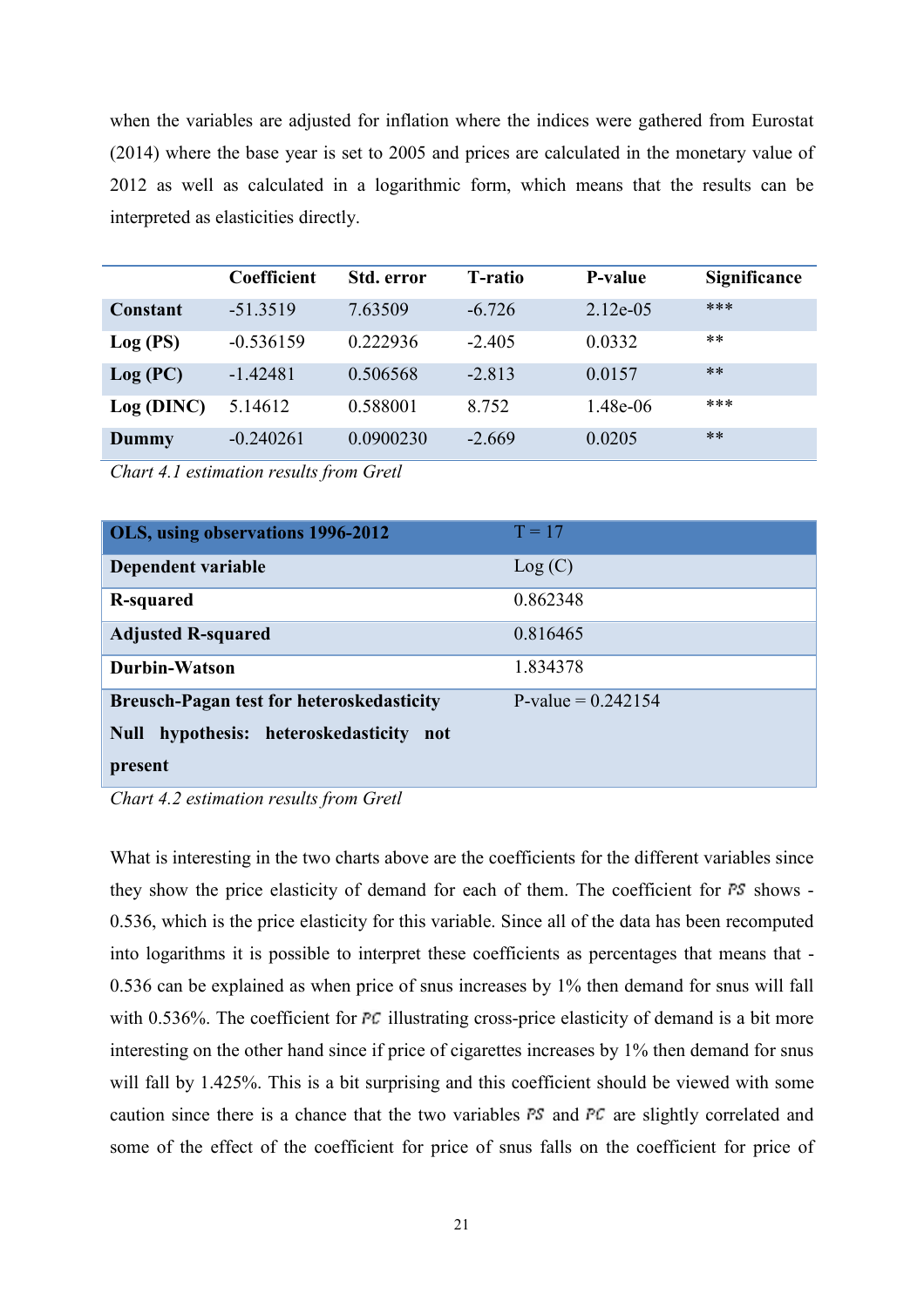when the variables are adjusted for inflation where the indices were gathered from Eurostat (2014) where the base year is set to 2005 and prices are calculated in the monetary value of 2012 as well as calculated in a logarithmic form, which means that the results can be interpreted as elasticities directly.

| | Coefficient | Std. error | T-ratio | P-value | Significance |
|---|---|---|---|---|---|
| **Constant** | -51.3519 | 7.63509 | -6.726 | 2.12e-05 | *** |
| **Log (PS)** | -0.536159 | 0.222936 | -2.405 | 0.0332 | ** |
| **Log (PC)** | -1.42481 | 0.506568 | -2.813 | 0.0157 | ** |
| **Log (DINC)** | 5.14612 | 0.588001 | 8.752 | 1.48e-06 | *** |
| **Dummy** | -0.240261 | 0.0900230 | -2.669 | 0.0205 | ** |

*Chart 4.1 estimation results from Gretl*

| **OLS, using observations 1996-2012** | T = 17 |
|---|---|
| **Dependent variable** | Log (C) |
| **R-squared** | 0.862348 |
| **Adjusted R-squared** | 0.816465 |
| **Durbin-Watson** | 1.834378 |
| **Breusch-Pagan test for heteroskedasticity Null hypothesis: heteroskedasticity not present** | P-value = 0.242154 |

*Chart 4.2 estimation results from Gretl*

What is interesting in the two charts above are the coefficients for the different variables since they show the price elasticity of demand for each of them. The coefficient for $PS$ shows -0.536, which is the price elasticity for this variable. Since all of the data has been recomputed into logarithms it is possible to interpret these coefficients as percentages that means that -0.536 can be explained as when price of snus increases by 1% then demand for snus will fall with 0.536%. The coefficient for $PC$ illustrating cross-price elasticity of demand is a bit more interesting on the other hand since if price of cigarettes increases by 1% then demand for snus will fall by 1.425%. This is a bit surprising and this coefficient should be viewed with some caution since there is a chance that the two variables $PS$ and $PC$ are slightly correlated and some of the effect of the coefficient for price of snus falls on the coefficient for price of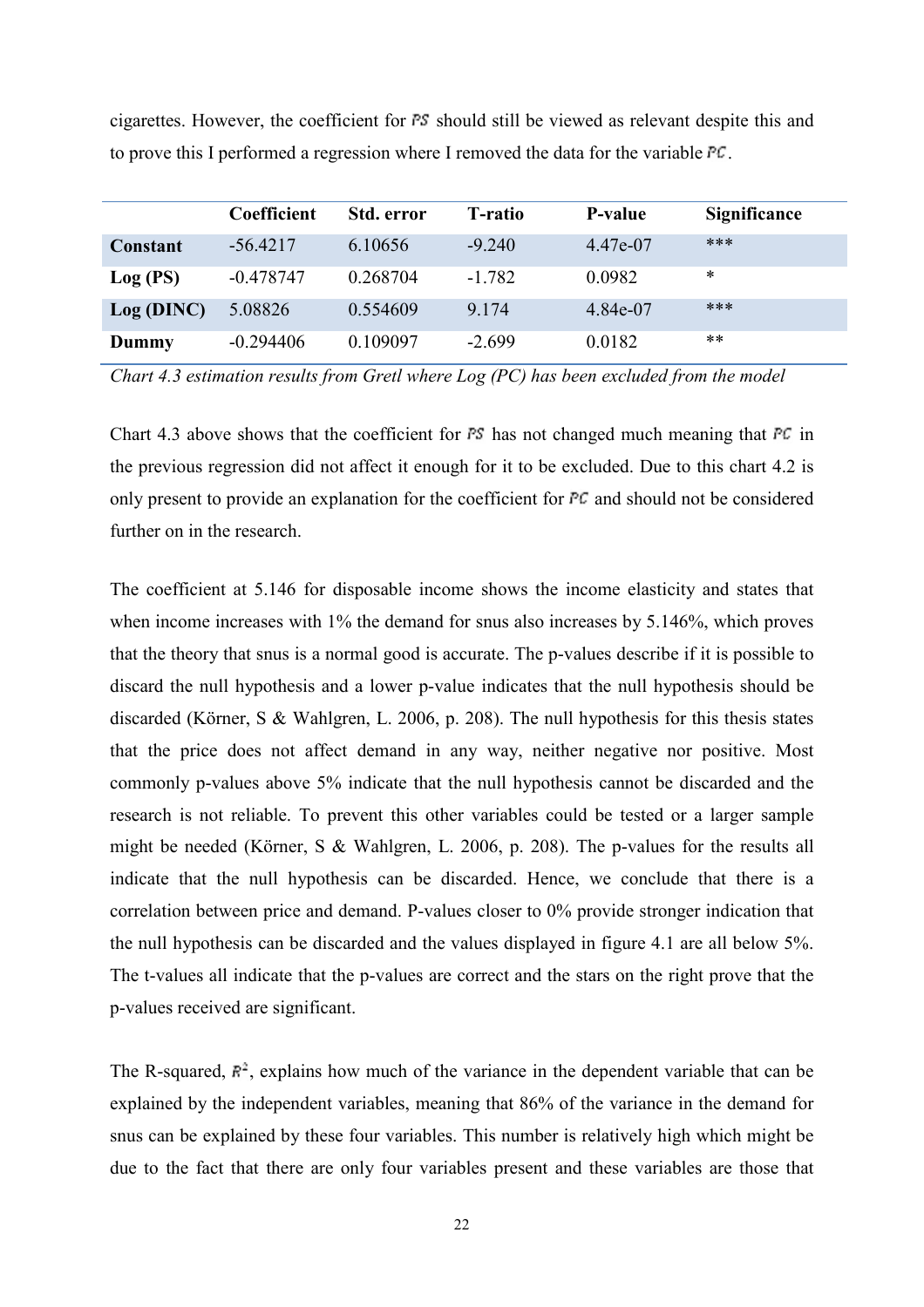cigarettes. However, the coefficient for $PS$ should still be viewed as relevant despite this and to prove this I performed a regression where I removed the data for the variable $PC$.

| | Coefficient | Std. error | T-ratio | P-value | Significance |
|---|---|---|---|---|---|
| **Constant** | -56.4217 | 6.10656 | -9.240 | 4.47e-07 | *** |
| **Log (PS)** | -0.478747 | 0.268704 | -1.782 | 0.0982 | * |
| **Log (DINC)** | 5.08826 | 0.554609 | 9.174 | 4.84e-07 | *** |
| **Dummy** | -0.294406 | 0.109097 | -2.699 | 0.0182 | ** |

*Chart 4.3 estimation results from Gretl where Log (PC) has been excluded from the model*

Chart 4.3 above shows that the coefficient for $PS$ has not changed much meaning that $PC$ in the previous regression did not affect it enough for it to be excluded. Due to this chart 4.2 is only present to provide an explanation for the coefficient for $PC$ and should not be considered further on in the research.

The coefficient at 5.146 for disposable income shows the income elasticity and states that when income increases with 1% the demand for snus also increases by 5.146%, which proves that the theory that snus is a normal good is accurate. The p-values describe if it is possible to discard the null hypothesis and a lower p-value indicates that the null hypothesis should be discarded (Körner, S & Wahlgren, L. 2006, p. 208). The null hypothesis for this thesis states that the price does not affect demand in any way, neither negative nor positive. Most commonly p-values above 5% indicate that the null hypothesis cannot be discarded and the research is not reliable. To prevent this other variables could be tested or a larger sample might be needed (Körner, S & Wahlgren, L. 2006, p. 208). The p-values for the results all indicate that the null hypothesis can be discarded. Hence, we conclude that there is a correlation between price and demand. P-values closer to 0% provide stronger indication that the null hypothesis can be discarded and the values displayed in figure 4.1 are all below 5%. The t-values all indicate that the p-values are correct and the stars on the right prove that the p-values received are significant.

The R-squared, $R^2$, explains how much of the variance in the dependent variable that can be explained by the independent variables, meaning that 86% of the variance in the demand for snus can be explained by these four variables. This number is relatively high which might be due to the fact that there are only four variables present and these variables are those that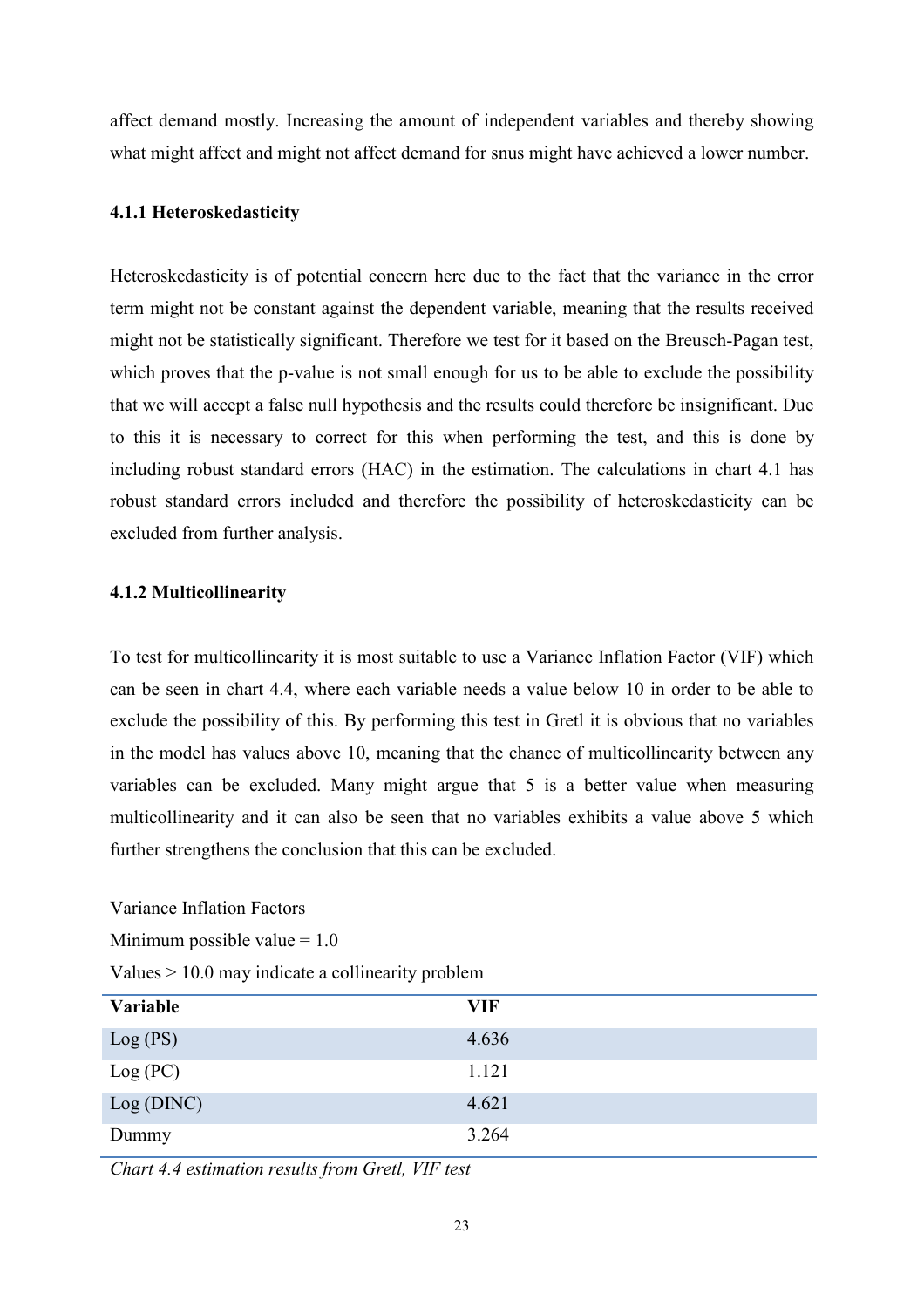affect demand mostly. Increasing the amount of independent variables and thereby showing what might affect and might not affect demand for snus might have achieved a lower number.

### 4.1.1 Heteroskedasticity

Heteroskedasticity is of potential concern here due to the fact that the variance in the error term might not be constant against the dependent variable, meaning that the results received might not be statistically significant. Therefore we test for it based on the Breusch-Pagan test, which proves that the p-value is not small enough for us to be able to exclude the possibility that we will accept a false null hypothesis and the results could therefore be insignificant. Due to this it is necessary to correct for this when performing the test, and this is done by including robust standard errors (HAC) in the estimation. The calculations in chart 4.1 has robust standard errors included and therefore the possibility of heteroskedasticity can be excluded from further analysis.

### 4.1.2 Multicollinearity

To test for multicollinearity it is most suitable to use a Variance Inflation Factor (VIF) which can be seen in chart 4.4, where each variable needs a value below 10 in order to be able to exclude the possibility of this. By performing this test in Gretl it is obvious that no variables in the model has values above 10, meaning that the chance of multicollinearity between any variables can be excluded. Many might argue that 5 is a better value when measuring multicollinearity and it can also be seen that no variables exhibits a value above 5 which further strengthens the conclusion that this can be excluded.

Variance Inflation Factors

Minimum possible value = 1.0

Values > 10.0 may indicate a collinearity problem

| Variable | VIF |
|---|---|
| Log (PS) | 4.636 |
| Log (PC) | 1.121 |
| Log (DINC) | 4.621 |
| Dummy | 3.264 |

*Chart 4.4 estimation results from Gretl, VIF test*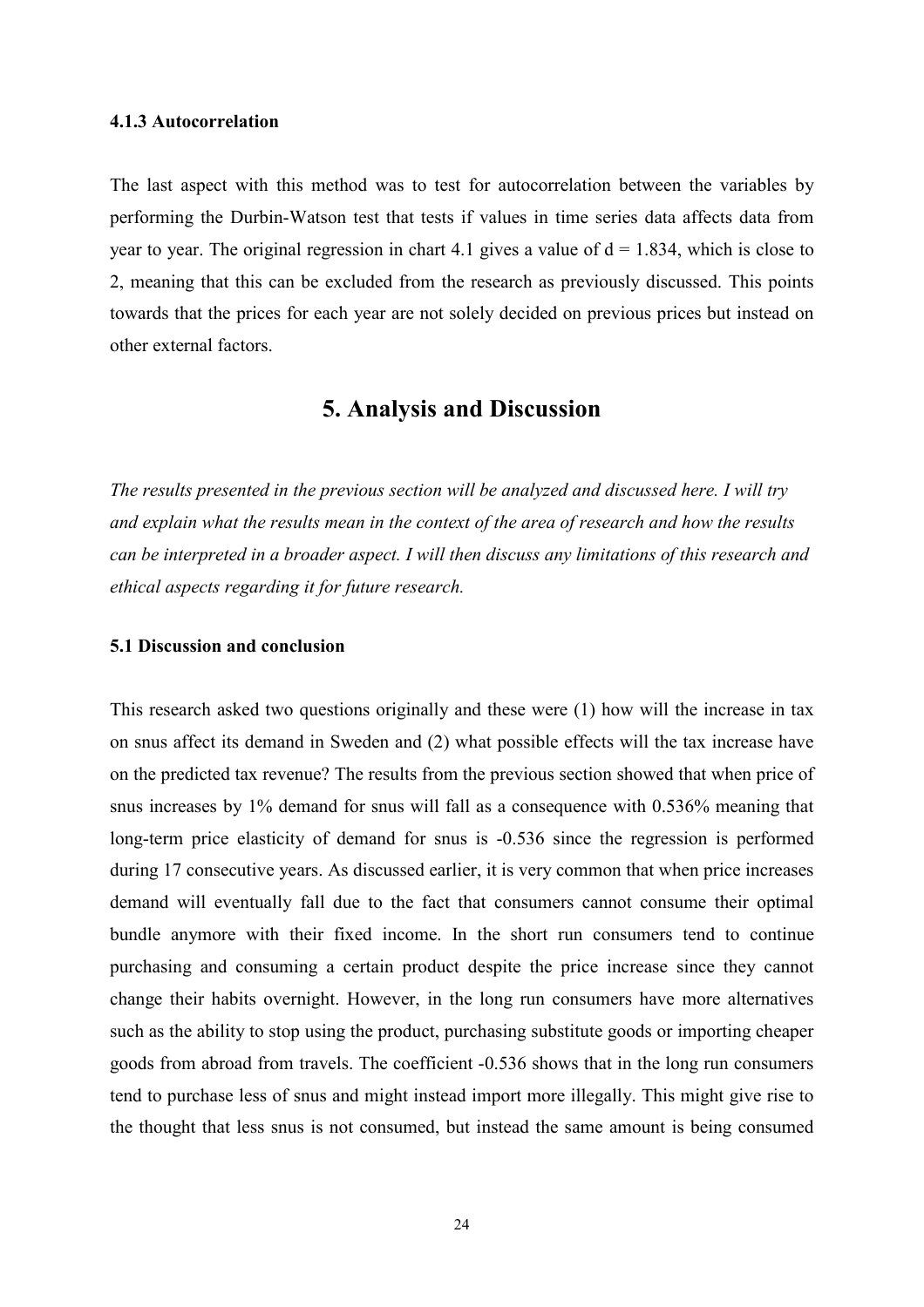### 4.1.3 Autocorrelation

The last aspect with this method was to test for autocorrelation between the variables by performing the Durbin-Watson test that tests if values in time series data affects data from year to year. The original regression in chart 4.1 gives a value of $d = 1.834$, which is close to 2, meaning that this can be excluded from the research as previously discussed. This points towards that the prices for each year are not solely decided on previous prices but instead on other external factors.

# 5. Analysis and Discussion

*The results presented in the previous section will be analyzed and discussed here. I will try and explain what the results mean in the context of the area of research and how the results can be interpreted in a broader aspect. I will then discuss any limitations of this research and ethical aspects regarding it for future research.*

### 5.1 Discussion and conclusion

This research asked two questions originally and these were (1) how will the increase in tax on snus affect its demand in Sweden and (2) what possible effects will the tax increase have on the predicted tax revenue? The results from the previous section showed that when price of snus increases by 1% demand for snus will fall as a consequence with 0.536% meaning that long-term price elasticity of demand for snus is -0.536 since the regression is performed during 17 consecutive years. As discussed earlier, it is very common that when price increases demand will eventually fall due to the fact that consumers cannot consume their optimal bundle anymore with their fixed income. In the short run consumers tend to continue purchasing and consuming a certain product despite the price increase since they cannot change their habits overnight. However, in the long run consumers have more alternatives such as the ability to stop using the product, purchasing substitute goods or importing cheaper goods from abroad from travels. The coefficient -0.536 shows that in the long run consumers tend to purchase less of snus and might instead import more illegally. This might give rise to the thought that less snus is not consumed, but instead the same amount is being consumed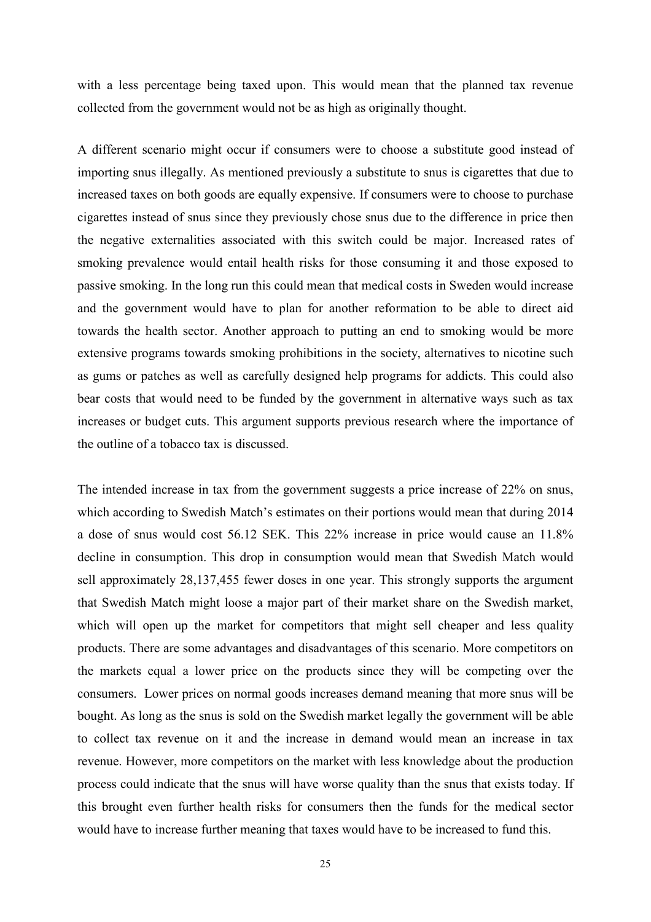with a less percentage being taxed upon. This would mean that the planned tax revenue collected from the government would not be as high as originally thought.

A different scenario might occur if consumers were to choose a substitute good instead of importing snus illegally. As mentioned previously a substitute to snus is cigarettes that due to increased taxes on both goods are equally expensive. If consumers were to choose to purchase cigarettes instead of snus since they previously chose snus due to the difference in price then the negative externalities associated with this switch could be major. Increased rates of smoking prevalence would entail health risks for those consuming it and those exposed to passive smoking. In the long run this could mean that medical costs in Sweden would increase and the government would have to plan for another reformation to be able to direct aid towards the health sector. Another approach to putting an end to smoking would be more extensive programs towards smoking prohibitions in the society, alternatives to nicotine such as gums or patches as well as carefully designed help programs for addicts. This could also bear costs that would need to be funded by the government in alternative ways such as tax increases or budget cuts. This argument supports previous research where the importance of the outline of a tobacco tax is discussed.

The intended increase in tax from the government suggests a price increase of 22% on snus, which according to Swedish Match's estimates on their portions would mean that during 2014 a dose of snus would cost 56.12 SEK. This 22% increase in price would cause an 11.8% decline in consumption. This drop in consumption would mean that Swedish Match would sell approximately 28,137,455 fewer doses in one year. This strongly supports the argument that Swedish Match might loose a major part of their market share on the Swedish market, which will open up the market for competitors that might sell cheaper and less quality products. There are some advantages and disadvantages of this scenario. More competitors on the markets equal a lower price on the products since they will be competing over the consumers. Lower prices on normal goods increases demand meaning that more snus will be bought. As long as the snus is sold on the Swedish market legally the government will be able to collect tax revenue on it and the increase in demand would mean an increase in tax revenue. However, more competitors on the market with less knowledge about the production process could indicate that the snus will have worse quality than the snus that exists today. If this brought even further health risks for consumers then the funds for the medical sector would have to increase further meaning that taxes would have to be increased to fund this.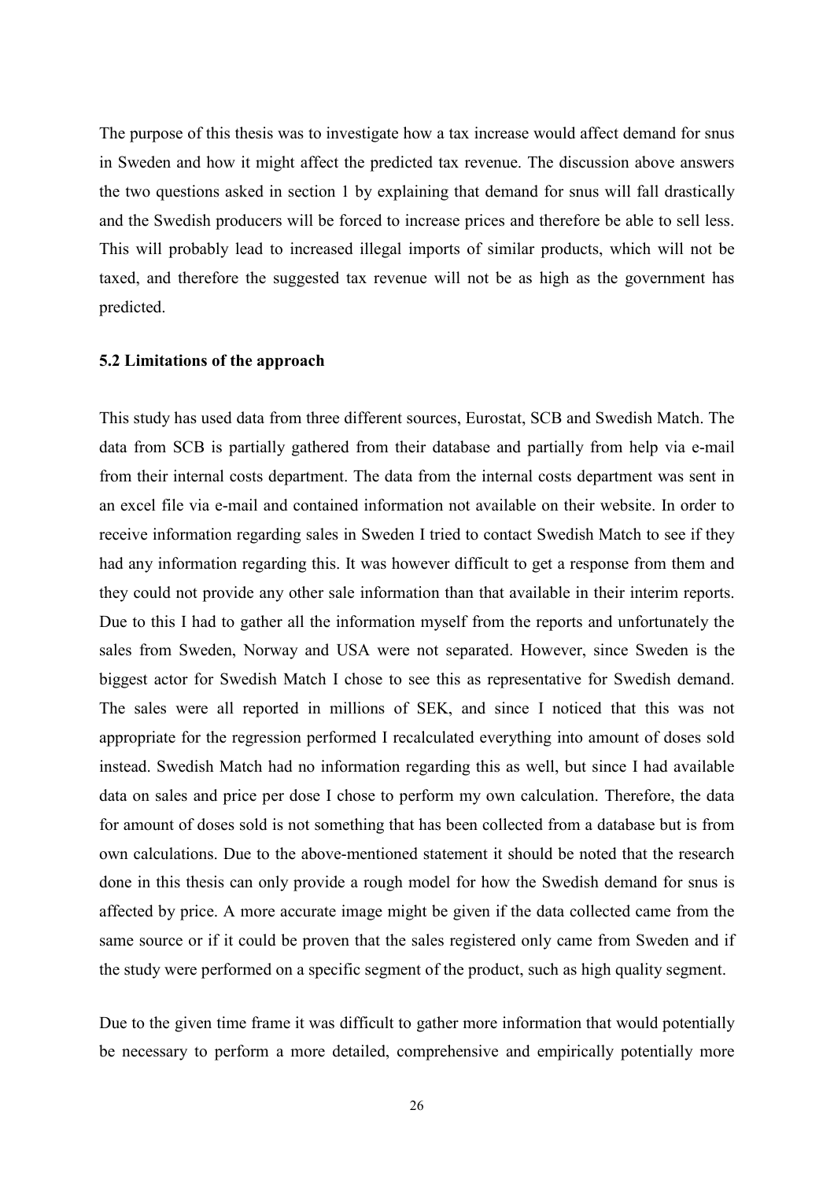The purpose of this thesis was to investigate how a tax increase would affect demand for snus in Sweden and how it might affect the predicted tax revenue. The discussion above answers the two questions asked in section 1 by explaining that demand for snus will fall drastically and the Swedish producers will be forced to increase prices and therefore be able to sell less. This will probably lead to increased illegal imports of similar products, which will not be taxed, and therefore the suggested tax revenue will not be as high as the government has predicted.

### 5.2 Limitations of the approach

This study has used data from three different sources, Eurostat, SCB and Swedish Match. The data from SCB is partially gathered from their database and partially from help via e-mail from their internal costs department. The data from the internal costs department was sent in an excel file via e-mail and contained information not available on their website. In order to receive information regarding sales in Sweden I tried to contact Swedish Match to see if they had any information regarding this. It was however difficult to get a response from them and they could not provide any other sale information than that available in their interim reports. Due to this I had to gather all the information myself from the reports and unfortunately the sales from Sweden, Norway and USA were not separated. However, since Sweden is the biggest actor for Swedish Match I chose to see this as representative for Swedish demand. The sales were all reported in millions of SEK, and since I noticed that this was not appropriate for the regression performed I recalculated everything into amount of doses sold instead. Swedish Match had no information regarding this as well, but since I had available data on sales and price per dose I chose to perform my own calculation. Therefore, the data for amount of doses sold is not something that has been collected from a database but is from own calculations. Due to the above-mentioned statement it should be noted that the research done in this thesis can only provide a rough model for how the Swedish demand for snus is affected by price. A more accurate image might be given if the data collected came from the same source or if it could be proven that the sales registered only came from Sweden and if the study were performed on a specific segment of the product, such as high quality segment.

Due to the given time frame it was difficult to gather more information that would potentially be necessary to perform a more detailed, comprehensive and empirically potentially more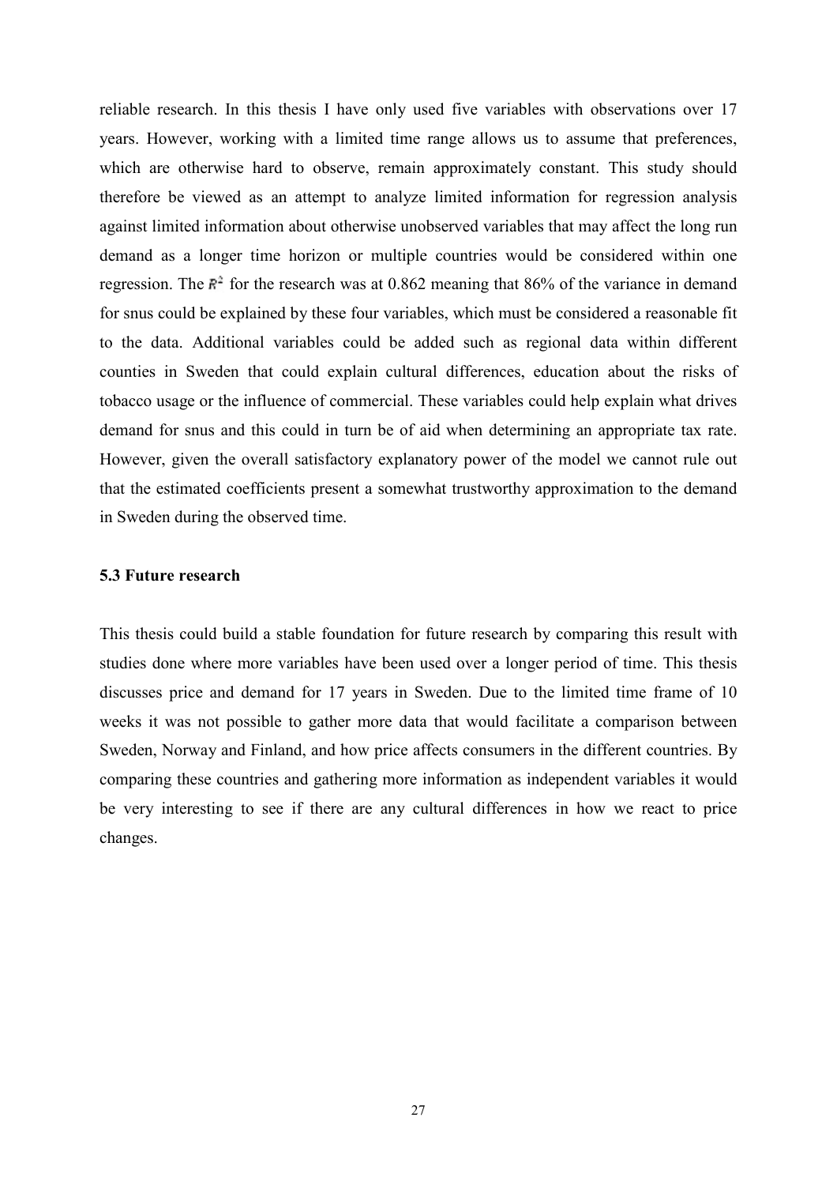reliable research. In this thesis I have only used five variables with observations over 17 years. However, working with a limited time range allows us to assume that preferences, which are otherwise hard to observe, remain approximately constant. This study should therefore be viewed as an attempt to analyze limited information for regression analysis against limited information about otherwise unobserved variables that may affect the long run demand as a longer time horizon or multiple countries would be considered within one regression. The $R^2$ for the research was at 0.862 meaning that 86% of the variance in demand for snus could be explained by these four variables, which must be considered a reasonable fit to the data. Additional variables could be added such as regional data within different counties in Sweden that could explain cultural differences, education about the risks of tobacco usage or the influence of commercial. These variables could help explain what drives demand for snus and this could in turn be of aid when determining an appropriate tax rate. However, given the overall satisfactory explanatory power of the model we cannot rule out that the estimated coefficients present a somewhat trustworthy approximation to the demand in Sweden during the observed time.

### 5.3 Future research

This thesis could build a stable foundation for future research by comparing this result with studies done where more variables have been used over a longer period of time. This thesis discusses price and demand for 17 years in Sweden. Due to the limited time frame of 10 weeks it was not possible to gather more data that would facilitate a comparison between Sweden, Norway and Finland, and how price affects consumers in the different countries. By comparing these countries and gathering more information as independent variables it would be very interesting to see if there are any cultural differences in how we react to price changes.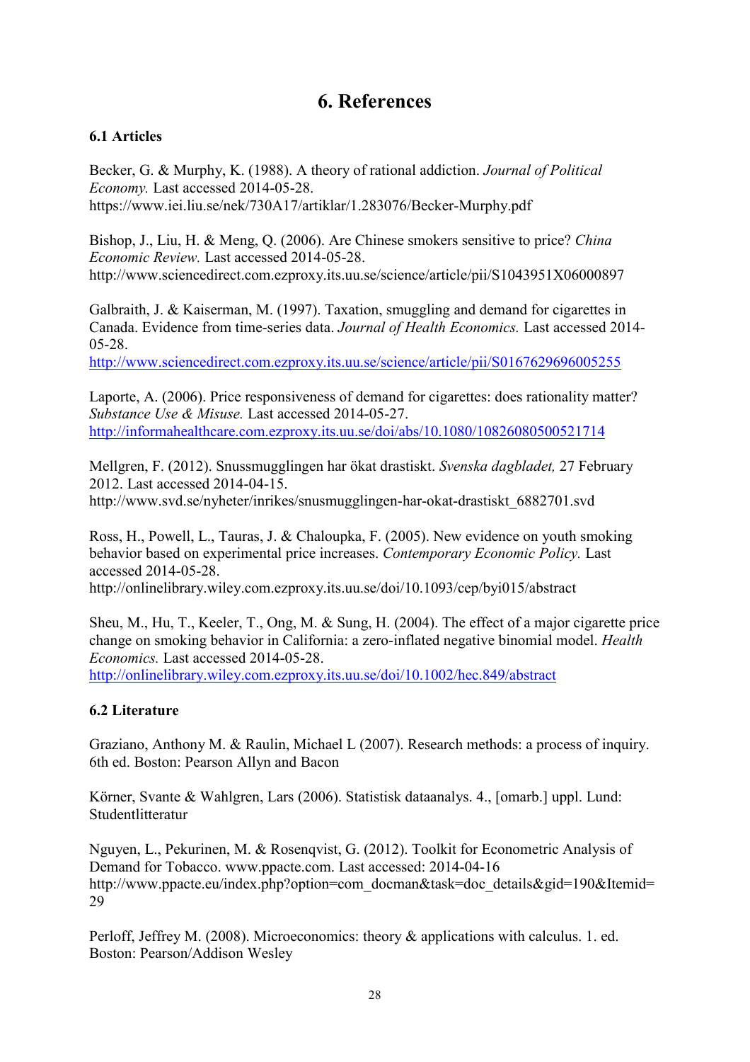# 6. References

## 6.1 Articles

Becker, G. & Murphy, K. (1988). A theory of rational addiction. *Journal of Political Economy.* Last accessed 2014-05-28. https://www.iei.liu.se/nek/730A17/artiklar/1.283076/Becker-Murphy.pdf

Bishop, J., Liu, H. & Meng, Q. (2006). Are Chinese smokers sensitive to price? *China Economic Review.* Last accessed 2014-05-28. http://www.sciencedirect.com.ezproxy.its.uu.se/science/article/pii/S1043951X06000897

Galbraith, J. & Kaiserman, M. (1997). Taxation, smuggling and demand for cigarettes in Canada. Evidence from time-series data. *Journal of Health Economics.* Last accessed 2014-05-28. http://www.sciencedirect.com.ezproxy.its.uu.se/science/article/pii/S0167629696005255

Laporte, A. (2006). Price responsiveness of demand for cigarettes: does rationality matter? *Substance Use & Misuse.* Last accessed 2014-05-27. http://informahealthcare.com.ezproxy.its.uu.se/doi/abs/10.1080/10826080500521714

Mellgren, F. (2012). Snussmugglingen har ökat drastiskt. *Svenska dagbladet,* 27 February 2012. Last accessed 2014-04-15. http://www.svd.se/nyheter/inrikes/snusmugglingen-har-okat-drastiskt_6882701.svd

Ross, H., Powell, L., Tauras, J. & Chaloupka, F. (2005). New evidence on youth smoking behavior based on experimental price increases. *Contemporary Economic Policy.* Last accessed 2014-05-28. http://onlinelibrary.wiley.com.ezproxy.its.uu.se/doi/10.1093/cep/byi015/abstract

Sheu, M., Hu, T., Keeler, T., Ong, M. & Sung, H. (2004). The effect of a major cigarette price change on smoking behavior in California: a zero-inflated negative binomial model. *Health Economics.* Last accessed 2014-05-28. http://onlinelibrary.wiley.com.ezproxy.its.uu.se/doi/10.1002/hec.849/abstract

## 6.2 Literature

Graziano, Anthony M. & Raulin, Michael L (2007). Research methods: a process of inquiry. 6th ed. Boston: Pearson Allyn and Bacon

Körner, Svante & Wahlgren, Lars (2006). Statistisk dataanalys. 4., [omarb.] uppl. Lund: Studentlitteratur

Nguyen, L., Pekurinen, M. & Rosenqvist, G. (2012). Toolkit for Econometric Analysis of Demand for Tobacco. www.ppacte.com. Last accessed: 2014-04-16 http://www.ppacte.eu/index.php?option=com_docman&task=doc_details&gid=190&Itemid=29

Perloff, Jeffrey M. (2008). Microeconomics: theory & applications with calculus. 1. ed. Boston: Pearson/Addison Wesley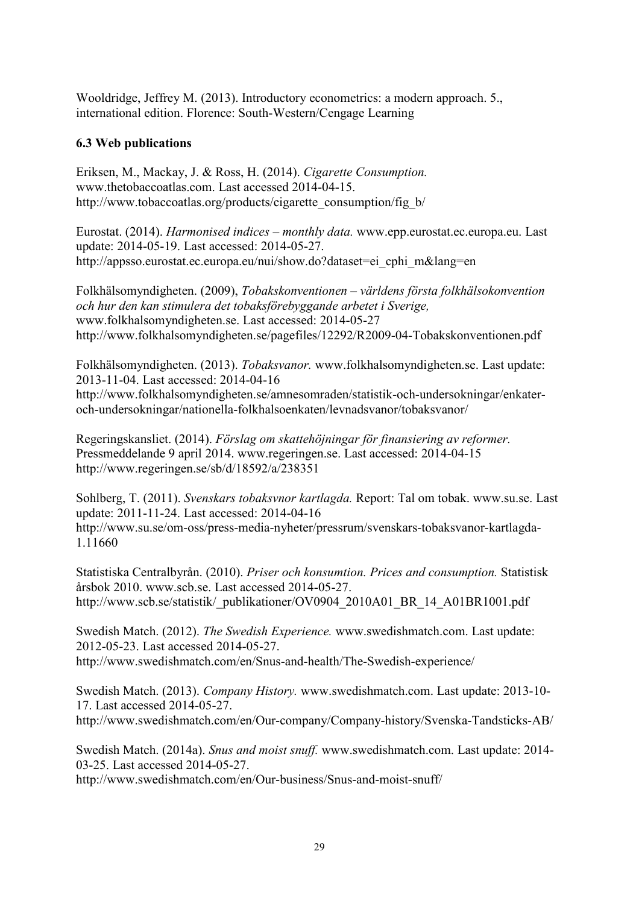Wooldridge, Jeffrey M. (2013). Introductory econometrics: a modern approach. 5., international edition. Florence: South-Western/Cengage Learning

### 6.3 Web publications

Eriksen, M., Mackay, J. & Ross, H. (2014). *Cigarette Consumption.* www.thetobaccoatlas.com. Last accessed 2014-04-15. http://www.tobaccoatlas.org/products/cigarette_consumption/fig_b/

Eurostat. (2014). *Harmonised indices – monthly data.* www.epp.eurostat.ec.europa.eu. Last update: 2014-05-19. Last accessed: 2014-05-27. http://appsso.eurostat.ec.europa.eu/nui/show.do?dataset=ei_cphi_m&lang=en

Folkhälsomyndigheten. (2009), *Tobakskonventionen – världens första folkhälsokonvention och hur den kan stimulera det tobaksförebyggande arbetet i Sverige,* www.folkhalsomyndigheten.se. Last accessed: 2014-05-27 http://www.folkhalsomyndigheten.se/pagefiles/12292/R2009-04-Tobakskonventionen.pdf

Folkhälsomyndigheten. (2013). *Tobaksvanor.* www.folkhalsomyndigheten.se. Last update: 2013-11-04. Last accessed: 2014-04-16 http://www.folkhalsomyndigheten.se/amnesomraden/statistik-och-undersokningar/enkater-och-undersokningar/nationella-folkhalsoenkaten/levnadsvanor/tobaksvanor/

Regeringskansliet. (2014). *Förslag om skattehöjningar för finansiering av reformer.* Pressmeddelande 9 april 2014. www.regeringen.se. Last accessed: 2014-04-15 http://www.regeringen.se/sb/d/18592/a/238351

Sohlberg, T. (2011). *Svenskars tobaksvnor kartlagda.* Report: Tal om tobak. www.su.se. Last update: 2011-11-24. Last accessed: 2014-04-16 http://www.su.se/om-oss/press-media-nyheter/pressrum/svenskars-tobaksvanor-kartlagda-1.11660

Statistiska Centralbyrån. (2010). *Priser och konsumtion. Prices and consumption.* Statistisk årsbok 2010. www.scb.se. Last accessed 2014-05-27. http://www.scb.se/statistik/_publikationer/OV0904_2010A01_BR_14_A01BR1001.pdf

Swedish Match. (2012). *The Swedish Experience.* www.swedishmatch.com. Last update: 2012-05-23. Last accessed 2014-05-27. http://www.swedishmatch.com/en/Snus-and-health/The-Swedish-experience/

Swedish Match. (2013). *Company History.* www.swedishmatch.com. Last update: 2013-10-17. Last accessed 2014-05-27. http://www.swedishmatch.com/en/Our-company/Company-history/Svenska-Tandsticks-AB/

Swedish Match. (2014a). *Snus and moist snuff.* www.swedishmatch.com. Last update: 2014-03-25. Last accessed 2014-05-27. http://www.swedishmatch.com/en/Our-business/Snus-and-moist-snuff/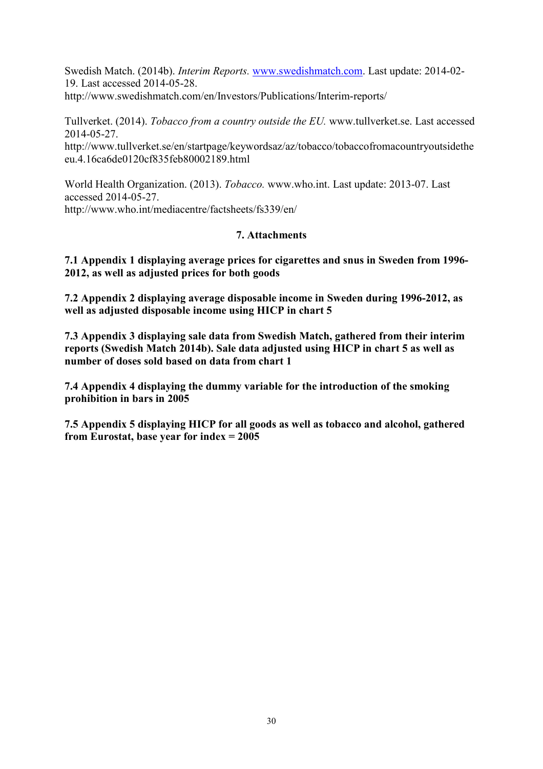Swedish Match. (2014b). *Interim Reports.* www.swedishmatch.com. Last update: 2014-02-19. Last accessed 2014-05-28.
http://www.swedishmatch.com/en/Investors/Publications/Interim-reports/

Tullverket. (2014). *Tobacco from a country outside the EU.* www.tullverket.se. Last accessed 2014-05-27.
http://www.tullverket.se/en/startpage/keywordsaz/az/tobacco/tobaccofromacountryoutsidetheeu.4.16ca6de0120cf835feb80002189.html

World Health Organization. (2013). *Tobacco.* www.who.int. Last update: 2013-07. Last accessed 2014-05-27.
http://www.who.int/mediacentre/factsheets/fs339/en/

## 7. Attachments

**7.1 Appendix 1 displaying average prices for cigarettes and snus in Sweden from 1996-2012, as well as adjusted prices for both goods**

**7.2 Appendix 2 displaying average disposable income in Sweden during 1996-2012, as well as adjusted disposable income using HICP in chart 5**

**7.3 Appendix 3 displaying sale data from Swedish Match, gathered from their interim reports (Swedish Match 2014b). Sale data adjusted using HICP in chart 5 as well as number of doses sold based on data from chart 1**

**7.4 Appendix 4 displaying the dummy variable for the introduction of the smoking prohibition in bars in 2005**

**7.5 Appendix 5 displaying HICP for all goods as well as tobacco and alcohol, gathered from Eurostat, base year for index = 2005**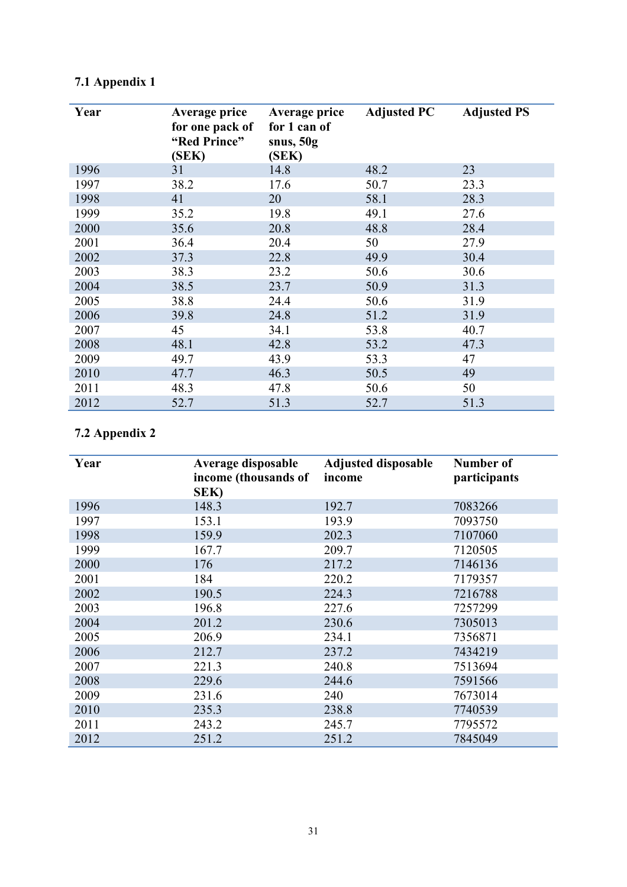### 7.1 Appendix 1

| Year | Average price for one pack of "Red Prince" (SEK) | Average price for 1 can of snus, 50g (SEK) | Adjusted PC | Adjusted PS |
|---|---|---|---|---|
| 1996 | 31 | 14.8 | 48.2 | 23 |
| 1997 | 38.2 | 17.6 | 50.7 | 23.3 |
| 1998 | 41 | 20 | 58.1 | 28.3 |
| 1999 | 35.2 | 19.8 | 49.1 | 27.6 |
| 2000 | 35.6 | 20.8 | 48.8 | 28.4 |
| 2001 | 36.4 | 20.4 | 50 | 27.9 |
| 2002 | 37.3 | 22.8 | 49.9 | 30.4 |
| 2003 | 38.3 | 23.2 | 50.6 | 30.6 |
| 2004 | 38.5 | 23.7 | 50.9 | 31.3 |
| 2005 | 38.8 | 24.4 | 50.6 | 31.9 |
| 2006 | 39.8 | 24.8 | 51.2 | 31.9 |
| 2007 | 45 | 34.1 | 53.8 | 40.7 |
| 2008 | 48.1 | 42.8 | 53.2 | 47.3 |
| 2009 | 49.7 | 43.9 | 53.3 | 47 |
| 2010 | 47.7 | 46.3 | 50.5 | 49 |
| 2011 | 48.3 | 47.8 | 50.6 | 50 |
| 2012 | 52.7 | 51.3 | 52.7 | 51.3 |

### 7.2 Appendix 2

| Year | Average disposable income (thousands of SEK) | Adjusted disposable income | Number of participants |
|---|---|---|---|
| 1996 | 148.3 | 192.7 | 7083266 |
| 1997 | 153.1 | 193.9 | 7093750 |
| 1998 | 159.9 | 202.3 | 7107060 |
| 1999 | 167.7 | 209.7 | 7120505 |
| 2000 | 176 | 217.2 | 7146136 |
| 2001 | 184 | 220.2 | 7179357 |
| 2002 | 190.5 | 224.3 | 7216788 |
| 2003 | 196.8 | 227.6 | 7257299 |
| 2004 | 201.2 | 230.6 | 7305013 |
| 2005 | 206.9 | 234.1 | 7356871 |
| 2006 | 212.7 | 237.2 | 7434219 |
| 2007 | 221.3 | 240.8 | 7513694 |
| 2008 | 229.6 | 244.6 | 7591566 |
| 2009 | 231.6 | 240 | 7673014 |
| 2010 | 235.3 | 238.8 | 7740539 |
| 2011 | 243.2 | 245.7 | 7795572 |
| 2012 | 251.2 | 251.2 | 7845049 |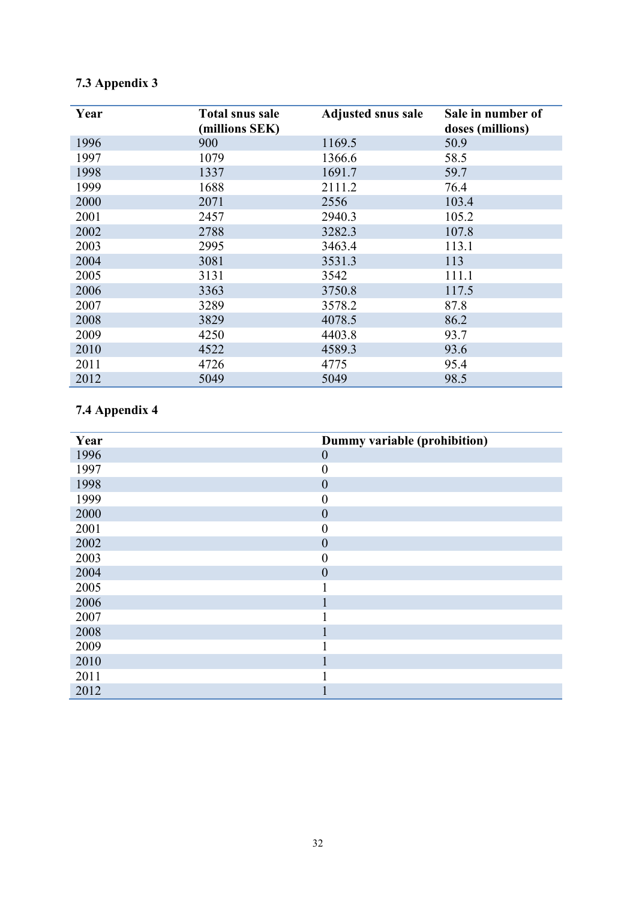### 7.3 Appendix 3

| Year | Total snus sale (millions SEK) | Adjusted snus sale | Sale in number of doses (millions) |
|---|---|---|---|
| 1996 | 900 | 1169.5 | 50.9 |
| 1997 | 1079 | 1366.6 | 58.5 |
| 1998 | 1337 | 1691.7 | 59.7 |
| 1999 | 1688 | 2111.2 | 76.4 |
| 2000 | 2071 | 2556 | 103.4 |
| 2001 | 2457 | 2940.3 | 105.2 |
| 2002 | 2788 | 3282.3 | 107.8 |
| 2003 | 2995 | 3463.4 | 113.1 |
| 2004 | 3081 | 3531.3 | 113 |
| 2005 | 3131 | 3542 | 111.1 |
| 2006 | 3363 | 3750.8 | 117.5 |
| 2007 | 3289 | 3578.2 | 87.8 |
| 2008 | 3829 | 4078.5 | 86.2 |
| 2009 | 4250 | 4403.8 | 93.7 |
| 2010 | 4522 | 4589.3 | 93.6 |
| 2011 | 4726 | 4775 | 95.4 |
| 2012 | 5049 | 5049 | 98.5 |

### 7.4 Appendix 4

| Year | Dummy variable (prohibition) |
|---|---|
| 1996 | 0 |
| 1997 | 0 |
| 1998 | 0 |
| 1999 | 0 |
| 2000 | 0 |
| 2001 | 0 |
| 2002 | 0 |
| 2003 | 0 |
| 2004 | 0 |
| 2005 | 1 |
| 2006 | 1 |
| 2007 | 1 |
| 2008 | 1 |
| 2009 | 1 |
| 2010 | 1 |
| 2011 | 1 |
| 2012 | 1 |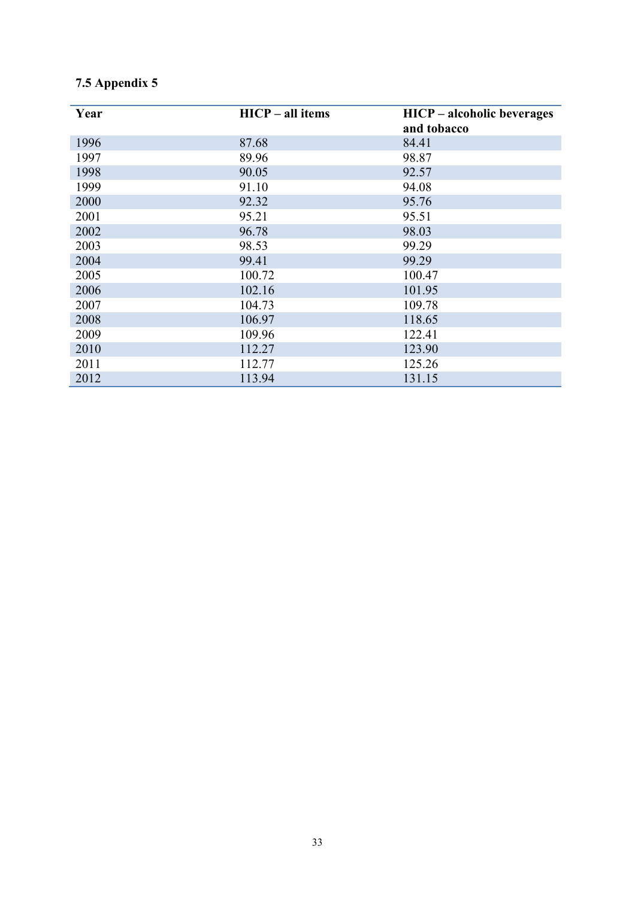### 7.5 Appendix 5

| Year | HICP – all items | HICP – alcoholic beverages and tobacco |
|---|---|---|
| 1996 | 87.68 | 84.41 |
| 1997 | 89.96 | 98.87 |
| 1998 | 90.05 | 92.57 |
| 1999 | 91.10 | 94.08 |
| 2000 | 92.32 | 95.76 |
| 2001 | 95.21 | 95.51 |
| 2002 | 96.78 | 98.03 |
| 2003 | 98.53 | 99.29 |
| 2004 | 99.41 | 99.29 |
| 2005 | 100.72 | 100.47 |
| 2006 | 102.16 | 101.95 |
| 2007 | 104.73 | 109.78 |
| 2008 | 106.97 | 118.65 |
| 2009 | 109.96 | 122.41 |
| 2010 | 112.27 | 123.90 |
| 2011 | 112.77 | 125.26 |
| 2012 | 113.94 | 131.15 |